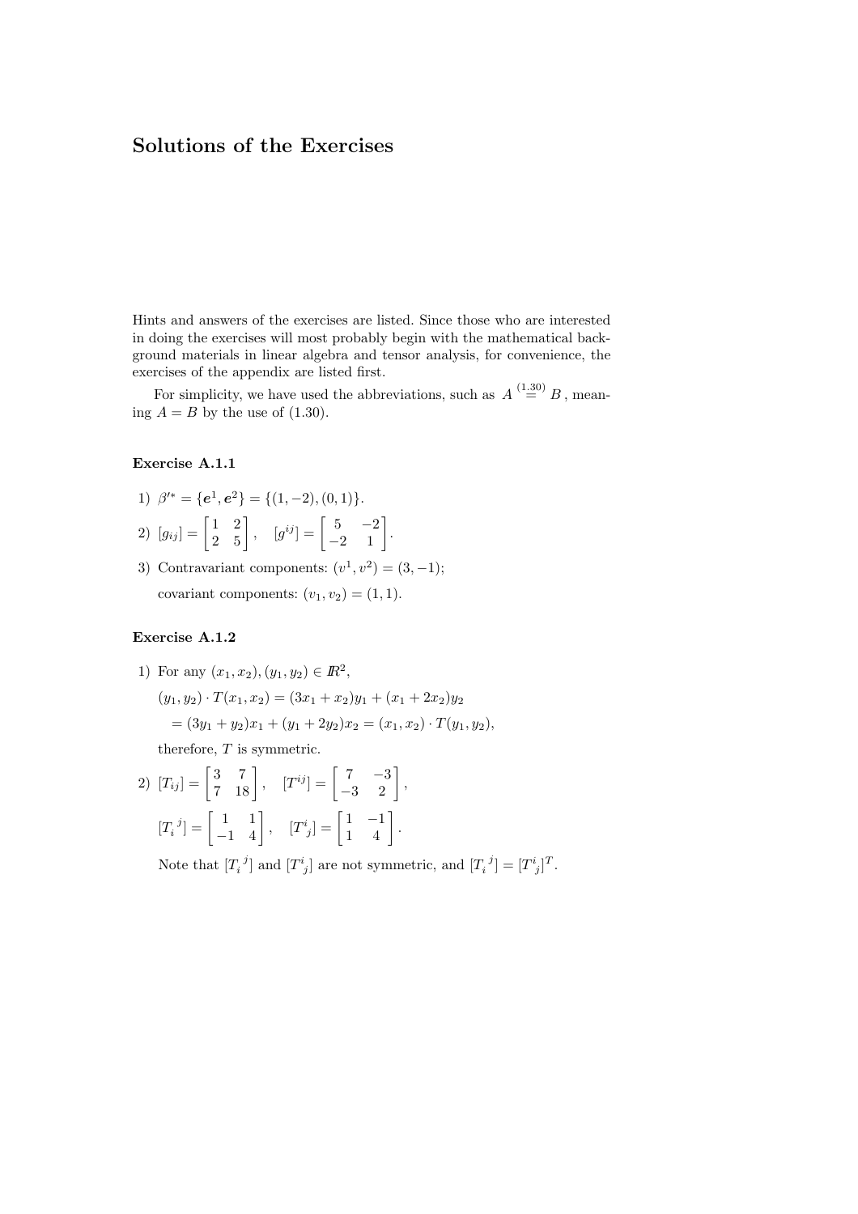# Solutions of the Exercises

Hints and answers of the exercises are listed. Since those who are interested in doing the exercises will most probably begin with the mathematical background materials in linear algebra and tensor analysis, for convenience, the exercises of the appendix are listed first.

For simplicity, we have used the abbreviations, such as $A \overset{(1.30)}{=} B$, meaning $A = B$ by the use of (1.30).

### Exercise A.1.1

1) $\beta'^{*} = \{\boldsymbol{e}^1, \boldsymbol{e}^2\} = \{(1, -2), (0, 1)\}$.

2) $[g_{ij}] = \begin{bmatrix} 1 & 2 \\ 2 & 5 \end{bmatrix}, \quad [g^{ij}] = \begin{bmatrix} 5 & -2 \\ -2 & 1 \end{bmatrix}$.

3) Contravariant components: $(v^1, v^2) = (3, -1)$;

   covariant components: $(v_1, v_2) = (1, 1)$.

### Exercise A.1.2

1) For any $(x_1, x_2), (y_1, y_2) \in I\!R^2$,

   $$(y_1, y_2) \cdot T(x_1, x_2) = (3x_1 + x_2)y_1 + (x_1 + 2x_2)y_2$$
   $$= (3y_1 + y_2)x_1 + (y_1 + 2y_2)x_2 = (x_1, x_2) \cdot T(y_1, y_2),$$

   therefore, $T$ is symmetric.

2) $[T_{ij}] = \begin{bmatrix} 3 & 7 \\ 7 & 18 \end{bmatrix}, \quad [T^{ij}] = \begin{bmatrix} 7 & -3 \\ -3 & 2 \end{bmatrix}$,

   $[T_i{}^j] = \begin{bmatrix} 1 & 1 \\ -1 & 4 \end{bmatrix}, \quad [T^i{}_j] = \begin{bmatrix} 1 & -1 \\ 1 & 4 \end{bmatrix}$.

   Note that $[T_i{}^j]$ and $[T^i{}_j]$ are not symmetric, and $[T_i{}^j] = [T^i{}_j]^T$.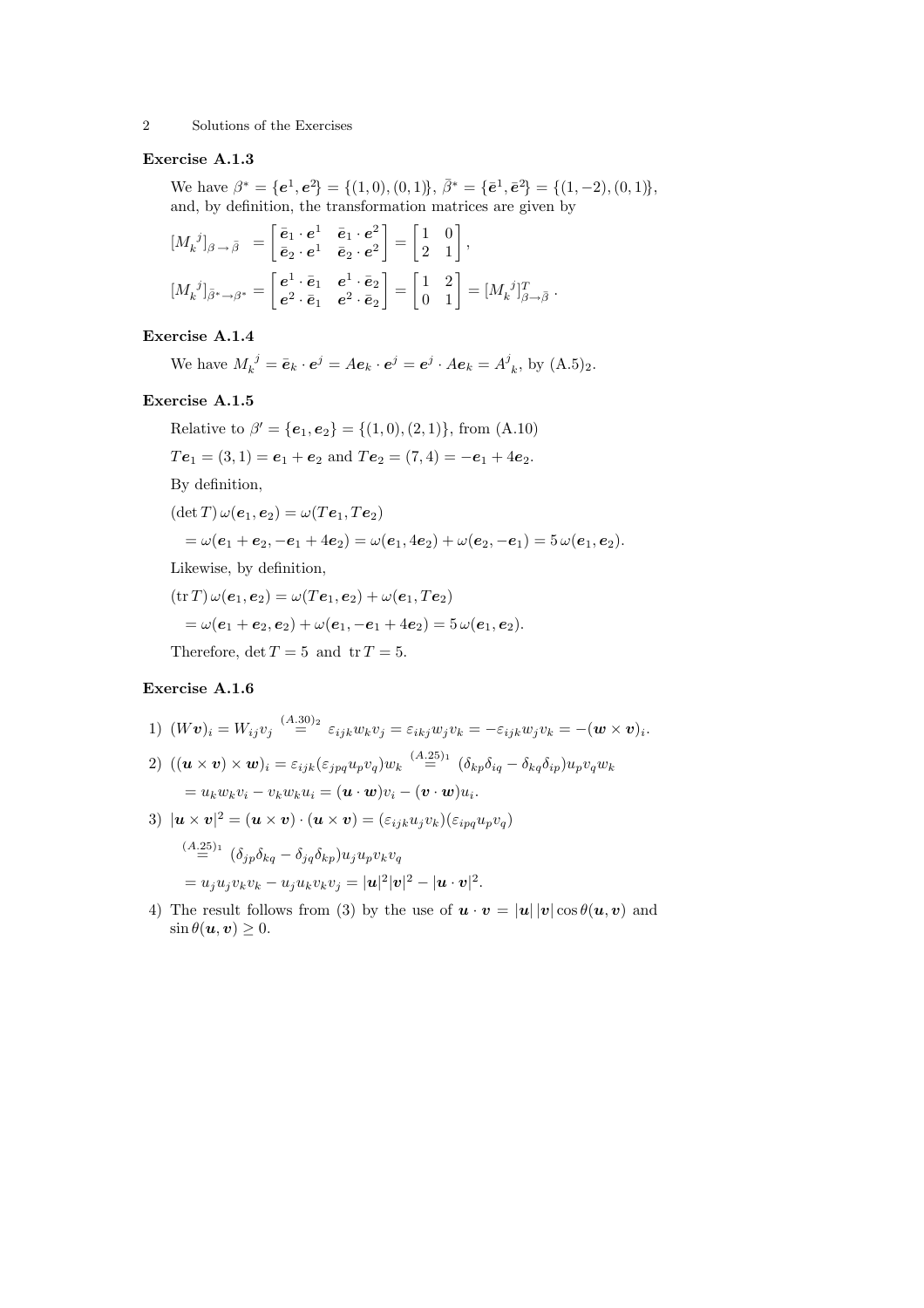### Exercise A.1.3

We have $\beta^* = \{\boldsymbol{e}^1, \boldsymbol{e}^2\} = \{(1,0),(0,1)\}$, $\bar{\beta}^* = \{\bar{\boldsymbol{e}}^1, \bar{\boldsymbol{e}}^2\} = \{(1,-2),(0,1)\}$, and, by definition, the transformation matrices are given by

$$[M_k^{\ j}]_{\beta \to \bar{\beta}} \ = \begin{bmatrix} \bar{\boldsymbol{e}}_1 \cdot \boldsymbol{e}^1 & \bar{\boldsymbol{e}}_1 \cdot \boldsymbol{e}^2 \\ \bar{\boldsymbol{e}}_2 \cdot \boldsymbol{e}^1 & \bar{\boldsymbol{e}}_2 \cdot \boldsymbol{e}^2 \end{bmatrix} = \begin{bmatrix} 1 & 0 \\ 2 & 1 \end{bmatrix},$$

$$[M_k^{\ j}]_{\bar{\beta}^* \to \beta^*} = \begin{bmatrix} \boldsymbol{e}^1 \cdot \bar{\boldsymbol{e}}_1 & \boldsymbol{e}^1 \cdot \bar{\boldsymbol{e}}_2 \\ \boldsymbol{e}^2 \cdot \bar{\boldsymbol{e}}_1 & \boldsymbol{e}^2 \cdot \bar{\boldsymbol{e}}_2 \end{bmatrix} = \begin{bmatrix} 1 & 2 \\ 0 & 1 \end{bmatrix} = [M_k^{\ j}]^T_{\beta \to \bar{\beta}}\,.$$

### Exercise A.1.4

We have $M_k^{\ j} = \bar{\boldsymbol{e}}_k \cdot \boldsymbol{e}^j = A\boldsymbol{e}_k \cdot \boldsymbol{e}^j = \boldsymbol{e}^j \cdot A\boldsymbol{e}_k = A^j_{\ k}$, by (A.5)$_2$.

### Exercise A.1.5

Relative to $\beta' = \{\boldsymbol{e}_1, \boldsymbol{e}_2\} = \{(1,0),(2,1)\}$, from (A.10)

$T\boldsymbol{e}_1 = (3,1) = \boldsymbol{e}_1 + \boldsymbol{e}_2$ and $T\boldsymbol{e}_2 = (7,4) = -\boldsymbol{e}_1 + 4\boldsymbol{e}_2$.

By definition,

$(\det T)\,\omega(\boldsymbol{e}_1, \boldsymbol{e}_2) = \omega(T\boldsymbol{e}_1, T\boldsymbol{e}_2)$

$\quad = \omega(\boldsymbol{e}_1 + \boldsymbol{e}_2, -\boldsymbol{e}_1 + 4\boldsymbol{e}_2) = \omega(\boldsymbol{e}_1, 4\boldsymbol{e}_2) + \omega(\boldsymbol{e}_2, -\boldsymbol{e}_1) = 5\,\omega(\boldsymbol{e}_1, \boldsymbol{e}_2).$

Likewise, by definition,

$(\operatorname{tr} T)\,\omega(\boldsymbol{e}_1, \boldsymbol{e}_2) = \omega(T\boldsymbol{e}_1, \boldsymbol{e}_2) + \omega(\boldsymbol{e}_1, T\boldsymbol{e}_2)$

$\quad = \omega(\boldsymbol{e}_1 + \boldsymbol{e}_2, \boldsymbol{e}_2) + \omega(\boldsymbol{e}_1, -\boldsymbol{e}_1 + 4\boldsymbol{e}_2) = 5\,\omega(\boldsymbol{e}_1, \boldsymbol{e}_2).$

Therefore, $\det T = 5$ and $\operatorname{tr} T = 5$.

### Exercise A.1.6

1) $(W\boldsymbol{v})_i = W_{ij}v_j \overset{(A.30)_2}{=} \varepsilon_{ijk}w_k v_j = \varepsilon_{ikj}w_j v_k = -\varepsilon_{ijk}w_j v_k = -(\boldsymbol{w} \times \boldsymbol{v})_i.$

2) $((\boldsymbol{u} \times \boldsymbol{v}) \times \boldsymbol{w})_i = \varepsilon_{ijk}(\varepsilon_{jpq}u_p v_q)w_k \overset{(A.25)_1}{=} (\delta_{kp}\delta_{iq} - \delta_{kq}\delta_{ip})u_p v_q w_k$

$\quad = u_k w_k v_i - v_k w_k u_i = (\boldsymbol{u} \cdot \boldsymbol{w})v_i - (\boldsymbol{v} \cdot \boldsymbol{w})u_i.$

3) $|\boldsymbol{u} \times \boldsymbol{v}|^2 = (\boldsymbol{u} \times \boldsymbol{v}) \cdot (\boldsymbol{u} \times \boldsymbol{v}) = (\varepsilon_{ijk}u_j v_k)(\varepsilon_{ipq}u_p v_q)$

$\quad \overset{(A.25)_1}{=} (\delta_{jp}\delta_{kq} - \delta_{jq}\delta_{kp})u_j u_p v_k v_q$

$\quad = u_j u_j v_k v_k - u_j u_k v_k v_j = |\boldsymbol{u}|^2|\boldsymbol{v}|^2 - |\boldsymbol{u} \cdot \boldsymbol{v}|^2.$

4) The result follows from (3) by the use of $\boldsymbol{u} \cdot \boldsymbol{v} = |\boldsymbol{u}|\,|\boldsymbol{v}|\cos\theta(\boldsymbol{u}, \boldsymbol{v})$ and $\sin\theta(\boldsymbol{u}, \boldsymbol{v}) \geq 0$.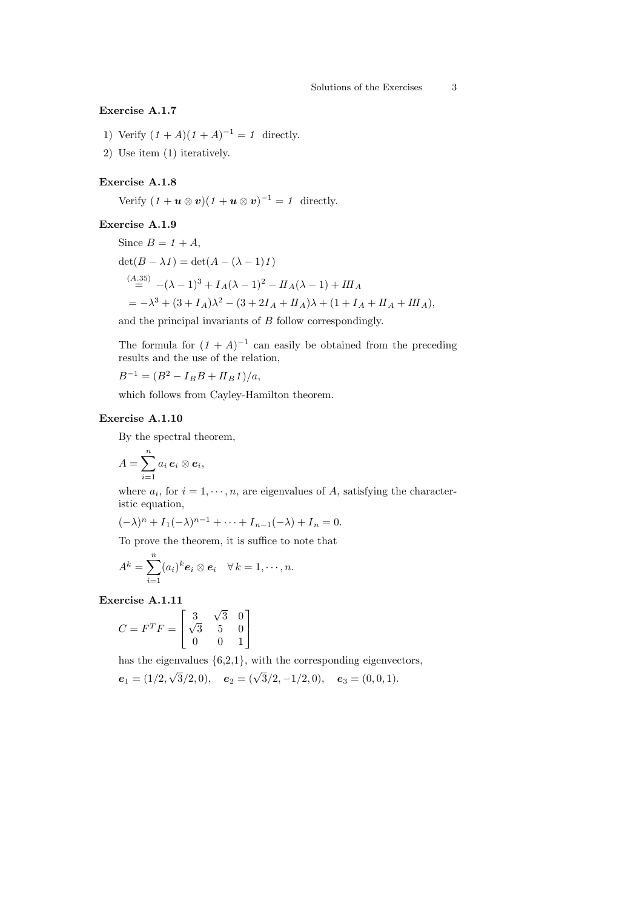**Exercise A.1.7**

1) Verify $(\mathit{1} + A)(\mathit{1} + A)^{-1} = \mathit{1}$ directly.
2) Use item (1) iteratively.

**Exercise A.1.8**

Verify $(\mathit{1} + \boldsymbol{u} \otimes \boldsymbol{v})(\mathit{1} + \boldsymbol{u} \otimes \boldsymbol{v})^{-1} = \mathit{1}$ directly.

**Exercise A.1.9**

Since $B = \mathit{1} + A$,

$$\det(B - \lambda \mathit{1}) = \det(A - (\lambda - 1)\mathit{1})$$

$$\overset{(A.35)}{=} -(\lambda - 1)^3 + I_A(\lambda - 1)^2 - \mathit{II}_A(\lambda - 1) + \mathit{III}_A$$

$$= -\lambda^3 + (3 + I_A)\lambda^2 - (3 + 2I_A + \mathit{II}_A)\lambda + (1 + I_A + \mathit{II}_A + \mathit{III}_A),$$

and the principal invariants of $B$ follow correspondingly.

The formula for $(\mathit{1} + A)^{-1}$ can easily be obtained from the preceding results and the use of the relation,

$$B^{-1} = (B^2 - I_B B + \mathit{II}_B \mathit{1})/a,$$

which follows from Cayley-Hamilton theorem.

**Exercise A.1.10**

By the spectral theorem,

$$A = \sum_{i=1}^{n} a_i \, \boldsymbol{e}_i \otimes \boldsymbol{e}_i,$$

where $a_i$, for $i = 1, \cdots, n$, are eigenvalues of $A$, satisfying the characteristic equation,

$$(-\lambda)^n + I_1(-\lambda)^{n-1} + \cdots + I_{n-1}(-\lambda) + I_n = 0.$$

To prove the theorem, it is suffice to note that

$$A^k = \sum_{i=1}^{n} (a_i)^k \boldsymbol{e}_i \otimes \boldsymbol{e}_i \quad \forall\, k = 1, \cdots, n.$$

**Exercise A.1.11**

$$C = F^T F = \begin{bmatrix} 3 & \sqrt{3} & 0 \\ \sqrt{3} & 5 & 0 \\ 0 & 0 & 1 \end{bmatrix}$$

has the eigenvalues {6,2,1}, with the corresponding eigenvectors,

$$\boldsymbol{e}_1 = (1/2, \sqrt{3}/2, 0), \quad \boldsymbol{e}_2 = (\sqrt{3}/2, -1/2, 0), \quad \boldsymbol{e}_3 = (0, 0, 1).$$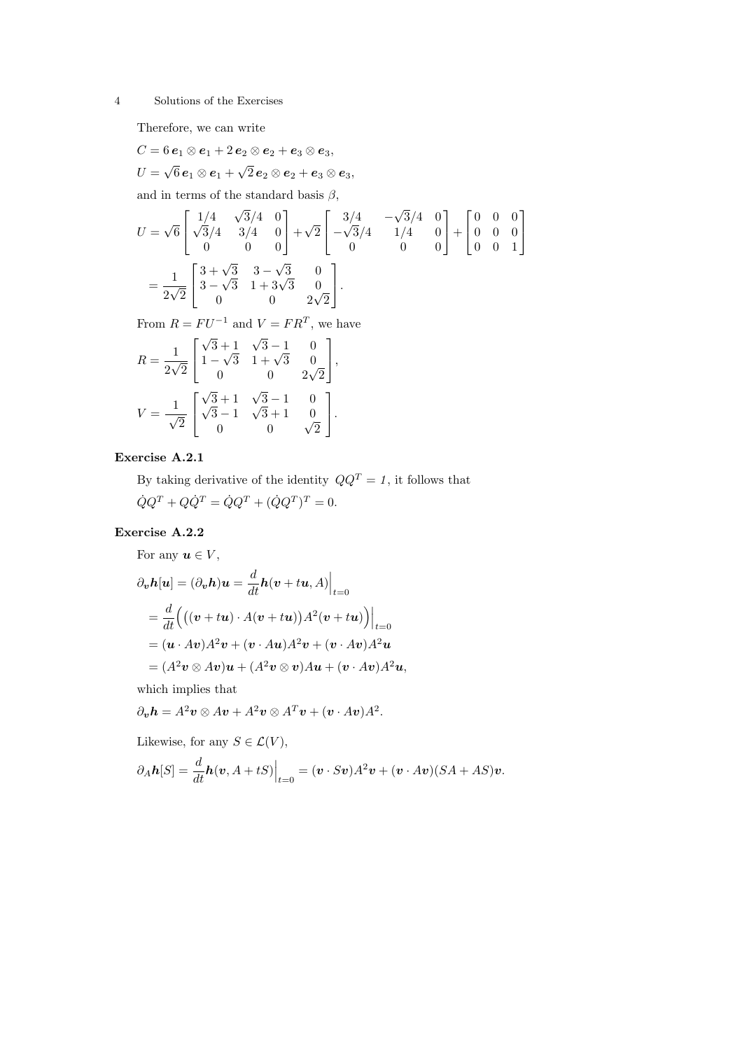Therefore, we can write

$$C = 6\,\boldsymbol{e}_1 \otimes \boldsymbol{e}_1 + 2\,\boldsymbol{e}_2 \otimes \boldsymbol{e}_2 + \boldsymbol{e}_3 \otimes \boldsymbol{e}_3,$$

$$U = \sqrt{6}\,\boldsymbol{e}_1 \otimes \boldsymbol{e}_1 + \sqrt{2}\,\boldsymbol{e}_2 \otimes \boldsymbol{e}_2 + \boldsymbol{e}_3 \otimes \boldsymbol{e}_3,$$

and in terms of the standard basis $\beta$,

$$U = \sqrt{6}\begin{bmatrix} 1/4 & \sqrt{3}/4 & 0 \\ \sqrt{3}/4 & 3/4 & 0 \\ 0 & 0 & 0 \end{bmatrix} + \sqrt{2}\begin{bmatrix} 3/4 & -\sqrt{3}/4 & 0 \\ -\sqrt{3}/4 & 1/4 & 0 \\ 0 & 0 & 0 \end{bmatrix} + \begin{bmatrix} 0 & 0 & 0 \\ 0 & 0 & 0 \\ 0 & 0 & 1 \end{bmatrix}$$

$$= \frac{1}{2\sqrt{2}}\begin{bmatrix} 3+\sqrt{3} & 3-\sqrt{3} & 0 \\ 3-\sqrt{3} & 1+3\sqrt{3} & 0 \\ 0 & 0 & 2\sqrt{2} \end{bmatrix}.$$

From $R = FU^{-1}$ and $V = FR^T$, we have

$$R = \frac{1}{2\sqrt{2}}\begin{bmatrix} \sqrt{3}+1 & \sqrt{3}-1 & 0 \\ 1-\sqrt{3} & 1+\sqrt{3} & 0 \\ 0 & 0 & 2\sqrt{2} \end{bmatrix},$$

$$V = \frac{1}{\sqrt{2}}\begin{bmatrix} \sqrt{3}+1 & \sqrt{3}-1 & 0 \\ \sqrt{3}-1 & \sqrt{3}+1 & 0 \\ 0 & 0 & \sqrt{2} \end{bmatrix}.$$

### Exercise A.2.1

By taking derivative of the identity $QQ^T = \mathit{1}$, it follows that

$$\dot{Q}Q^T + Q\dot{Q}^T = \dot{Q}Q^T + (\dot{Q}Q^T)^T = 0.$$

### Exercise A.2.2

For any $\boldsymbol{u} \in V$,

$$\partial_{\boldsymbol{v}}\boldsymbol{h}[\boldsymbol{u}] = (\partial_{\boldsymbol{v}}\boldsymbol{h})\boldsymbol{u} = \frac{d}{dt}\boldsymbol{h}(\boldsymbol{v}+t\boldsymbol{u}, A)\Big|_{t=0}$$

$$= \frac{d}{dt}\Big(\big((\boldsymbol{v}+t\boldsymbol{u})\cdot A(\boldsymbol{v}+t\boldsymbol{u})\big)A^2(\boldsymbol{v}+t\boldsymbol{u})\Big)\Big|_{t=0}$$

$$= (\boldsymbol{u}\cdot A\boldsymbol{v})A^2\boldsymbol{v} + (\boldsymbol{v}\cdot A\boldsymbol{u})A^2\boldsymbol{v} + (\boldsymbol{v}\cdot A\boldsymbol{v})A^2\boldsymbol{u}$$

$$= (A^2\boldsymbol{v}\otimes A\boldsymbol{v})\boldsymbol{u} + (A^2\boldsymbol{v}\otimes \boldsymbol{v})A\boldsymbol{u} + (\boldsymbol{v}\cdot A\boldsymbol{v})A^2\boldsymbol{u},$$

which implies that

$$\partial_{\boldsymbol{v}}\boldsymbol{h} = A^2\boldsymbol{v}\otimes A\boldsymbol{v} + A^2\boldsymbol{v}\otimes A^T\boldsymbol{v} + (\boldsymbol{v}\cdot A\boldsymbol{v})A^2.$$

Likewise, for any $S \in \mathcal{L}(V)$,

$$\partial_A\boldsymbol{h}[S] = \frac{d}{dt}\boldsymbol{h}(\boldsymbol{v}, A+tS)\Big|_{t=0} = (\boldsymbol{v}\cdot S\boldsymbol{v})A^2\boldsymbol{v} + (\boldsymbol{v}\cdot A\boldsymbol{v})(SA+AS)\boldsymbol{v}.$$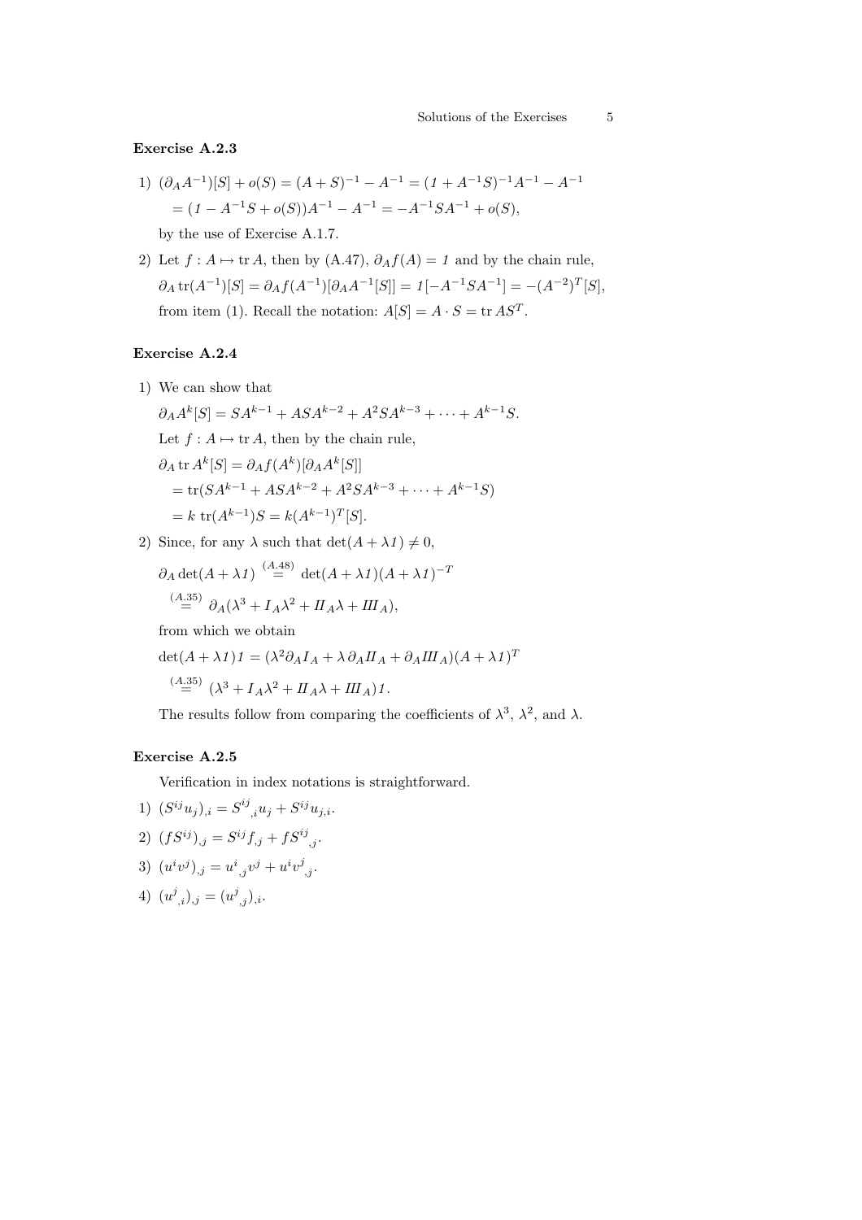### Exercise A.2.3

1) $(\partial_A A^{-1})[S] + o(S) = (A+S)^{-1} - A^{-1} = (\mathit{1} + A^{-1}S)^{-1}A^{-1} - A^{-1}$

   $= (\mathit{1} - A^{-1}S + o(S))A^{-1} - A^{-1} = -A^{-1}SA^{-1} + o(S),$

   by the use of Exercise A.1.7.

2) Let $f : A \mapsto \operatorname{tr} A$, then by (A.47), $\partial_A f(A) = \mathit{1}$ and by the chain rule,

   $\partial_A \operatorname{tr}(A^{-1})[S] = \partial_A f(A^{-1})[\partial_A A^{-1}[S]] = \mathit{1}[-A^{-1}SA^{-1}] = -(A^{-2})^T[S],$

   from item (1). Recall the notation: $A[S] = A \cdot S = \operatorname{tr} AS^T$.

### Exercise A.2.4

1) We can show that

   $\partial_A A^k[S] = SA^{k-1} + ASA^{k-2} + A^2SA^{k-3} + \cdots + A^{k-1}S.$

   Let $f : A \mapsto \operatorname{tr} A$, then by the chain rule,

   $\partial_A \operatorname{tr} A^k[S] = \partial_A f(A^k)[\partial_A A^k[S]]$

   $= \operatorname{tr}(SA^{k-1} + ASA^{k-2} + A^2SA^{k-3} + \cdots + A^{k-1}S)$

   $= k \operatorname{tr}(A^{k-1})S = k(A^{k-1})^T[S].$

2) Since, for any $\lambda$ such that $\det(A + \lambda \mathit{1}) \neq 0$,

   $\partial_A \det(A + \lambda \mathit{1}) \overset{(A.48)}{=} \det(A + \lambda \mathit{1})(A + \lambda \mathit{1})^{-T}$

   $\overset{(A.35)}{=} \partial_A(\lambda^3 + I_A\lambda^2 + \mathit{II}_A\lambda + \mathit{III}_A),$

   from which we obtain

   $\det(A + \lambda \mathit{1})\mathit{1} = (\lambda^2 \partial_A I_A + \lambda\, \partial_A \mathit{II}_A + \partial_A \mathit{III}_A)(A + \lambda \mathit{1})^T$

   $\overset{(A.35)}{=} (\lambda^3 + I_A\lambda^2 + \mathit{II}_A\lambda + \mathit{III}_A)\mathit{1}.$

   The results follow from comparing the coefficients of $\lambda^3$, $\lambda^2$, and $\lambda$.

### Exercise A.2.5

Verification in index notations is straightforward.

1) $(S^{ij}u_j)_{,i} = S^{ij}{}_{,i}u_j + S^{ij}u_{j,i}$.
2) $(fS^{ij})_{,j} = S^{ij}f_{,j} + fS^{ij}{}_{,j}$.
3) $(u^iv^j)_{,j} = u^i{}_{,j}v^j + u^iv^j{}_{,j}$.
4) $(u^j{}_{,i})_{,j} = (u^j{}_{,j})_{,i}$.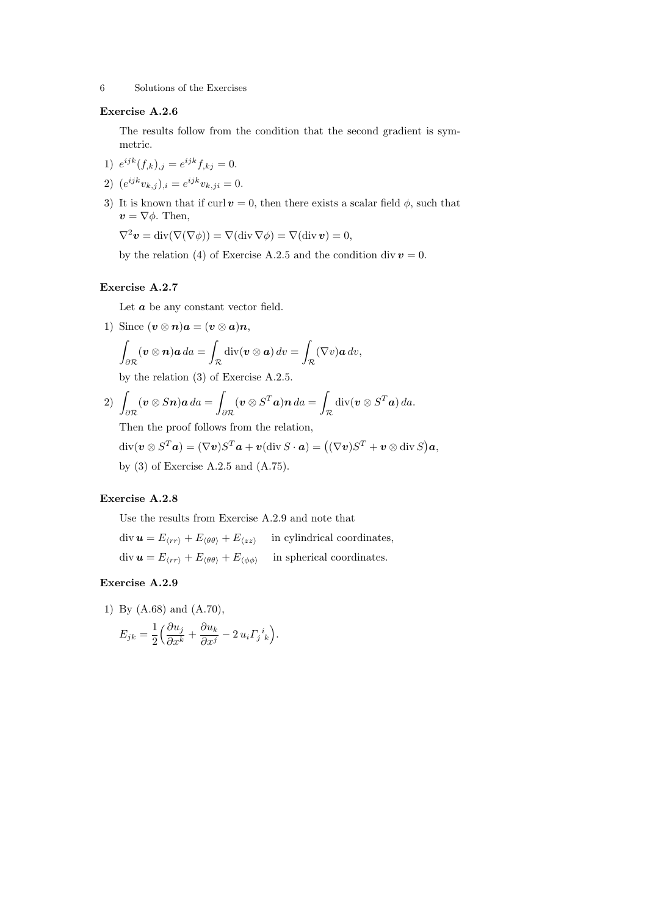### Exercise A.2.6

The results follow from the condition that the second gradient is symmetric.

1) $e^{ijk}(f_{,k})_{,j} = e^{ijk} f_{,kj} = 0.$

2) $(e^{ijk} v_{k,j})_{,i} = e^{ijk} v_{k,ji} = 0.$

3) It is known that if $\operatorname{curl} \boldsymbol{v} = 0$, then there exists a scalar field $\phi$, such that $\boldsymbol{v} = \nabla \phi$. Then,

$$\nabla^2 \boldsymbol{v} = \operatorname{div}(\nabla(\nabla \phi)) = \nabla(\operatorname{div} \nabla \phi) = \nabla(\operatorname{div} \boldsymbol{v}) = 0,$$

by the relation (4) of Exercise A.2.5 and the condition $\operatorname{div} \boldsymbol{v} = 0$.

### Exercise A.2.7

Let $\boldsymbol{a}$ be any constant vector field.

1) Since $(\boldsymbol{v} \otimes \boldsymbol{n})\boldsymbol{a} = (\boldsymbol{v} \otimes \boldsymbol{a})\boldsymbol{n}$,

$$\int_{\partial \mathcal{R}} (\boldsymbol{v} \otimes \boldsymbol{n})\boldsymbol{a}\, da = \int_{\mathcal{R}} \operatorname{div}(\boldsymbol{v} \otimes \boldsymbol{a})\, dv = \int_{\mathcal{R}} (\nabla v)\boldsymbol{a}\, dv,$$

by the relation (3) of Exercise A.2.5.

2) $$\int_{\partial \mathcal{R}} (\boldsymbol{v} \otimes S\boldsymbol{n})\boldsymbol{a}\, da = \int_{\partial \mathcal{R}} (\boldsymbol{v} \otimes S^T\boldsymbol{a})\boldsymbol{n}\, da = \int_{\mathcal{R}} \operatorname{div}(\boldsymbol{v} \otimes S^T\boldsymbol{a})\, da.$$

Then the proof follows from the relation,

$$\operatorname{div}(\boldsymbol{v} \otimes S^T\boldsymbol{a}) = (\nabla \boldsymbol{v})S^T\boldsymbol{a} + \boldsymbol{v}(\operatorname{div} S \cdot \boldsymbol{a}) = \big((\nabla \boldsymbol{v})S^T + \boldsymbol{v} \otimes \operatorname{div} S\big)\boldsymbol{a},$$

by (3) of Exercise A.2.5 and (A.75).

### Exercise A.2.8

Use the results from Exercise A.2.9 and note that

$\operatorname{div} \boldsymbol{u} = E_{\langle rr \rangle} + E_{\langle \theta\theta \rangle} + E_{\langle zz \rangle}$ in cylindrical coordinates,

$\operatorname{div} \boldsymbol{u} = E_{\langle rr \rangle} + E_{\langle \theta\theta \rangle} + E_{\langle \phi\phi \rangle}$ in spherical coordinates.

### Exercise A.2.9

1) By (A.68) and (A.70),

$$E_{jk} = \frac{1}{2}\Big(\frac{\partial u_j}{\partial x^k} + \frac{\partial u_k}{\partial x^j} - 2\, u_i \Gamma_j{}^i{}_k\Big).$$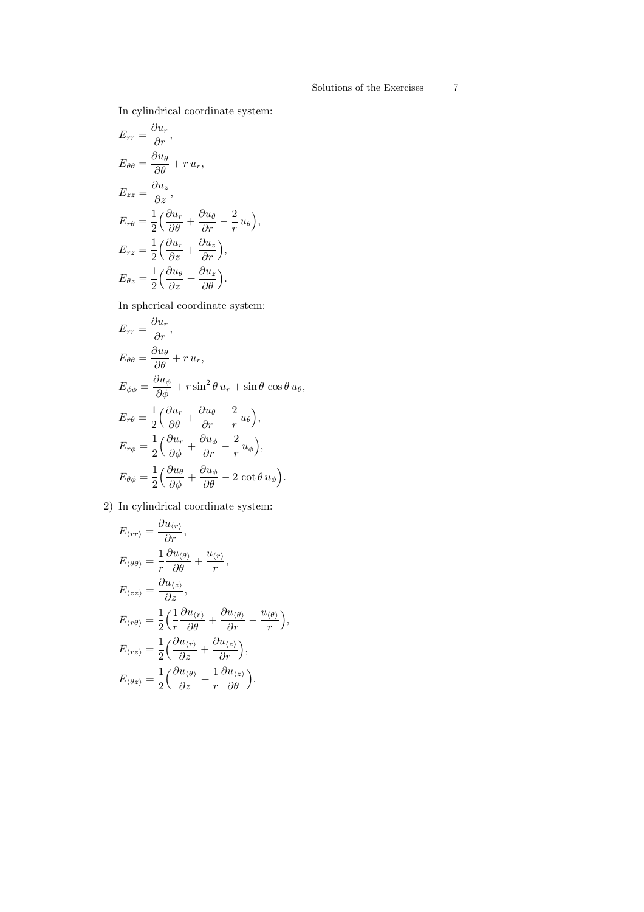In cylindrical coordinate system:

$$E_{rr} = \frac{\partial u_r}{\partial r},$$

$$E_{\theta\theta} = \frac{\partial u_\theta}{\partial \theta} + r\, u_r,$$

$$E_{zz} = \frac{\partial u_z}{\partial z},$$

$$E_{r\theta} = \frac{1}{2}\Big(\frac{\partial u_r}{\partial \theta} + \frac{\partial u_\theta}{\partial r} - \frac{2}{r}\, u_\theta\Big),$$

$$E_{rz} = \frac{1}{2}\Big(\frac{\partial u_r}{\partial z} + \frac{\partial u_z}{\partial r}\Big),$$

$$E_{\theta z} = \frac{1}{2}\Big(\frac{\partial u_\theta}{\partial z} + \frac{\partial u_z}{\partial \theta}\Big).$$

In spherical coordinate system:

$$E_{rr} = \frac{\partial u_r}{\partial r},$$

$$E_{\theta\theta} = \frac{\partial u_\theta}{\partial \theta} + r\, u_r,$$

$$E_{\phi\phi} = \frac{\partial u_\phi}{\partial \phi} + r \sin^2\theta\, u_r + \sin\theta\, \cos\theta\, u_\theta,$$

$$E_{r\theta} = \frac{1}{2}\Big(\frac{\partial u_r}{\partial \theta} + \frac{\partial u_\theta}{\partial r} - \frac{2}{r}\, u_\theta\Big),$$

$$E_{r\phi} = \frac{1}{2}\Big(\frac{\partial u_r}{\partial \phi} + \frac{\partial u_\phi}{\partial r} - \frac{2}{r}\, u_\phi\Big),$$

$$E_{\theta\phi} = \frac{1}{2}\Big(\frac{\partial u_\theta}{\partial \phi} + \frac{\partial u_\phi}{\partial \theta} - 2\, \cot\theta\, u_\phi\Big).$$

2) In cylindrical coordinate system:

$$E_{\langle rr\rangle} = \frac{\partial u_{\langle r\rangle}}{\partial r},$$

$$E_{\langle\theta\theta\rangle} = \frac{1}{r}\frac{\partial u_{\langle\theta\rangle}}{\partial \theta} + \frac{u_{\langle r\rangle}}{r},$$

$$E_{\langle zz\rangle} = \frac{\partial u_{\langle z\rangle}}{\partial z},$$

$$E_{\langle r\theta\rangle} = \frac{1}{2}\Big(\frac{1}{r}\frac{\partial u_{\langle r\rangle}}{\partial \theta} + \frac{\partial u_{\langle\theta\rangle}}{\partial r} - \frac{u_{\langle\theta\rangle}}{r}\Big),$$

$$E_{\langle rz\rangle} = \frac{1}{2}\Big(\frac{\partial u_{\langle r\rangle}}{\partial z} + \frac{\partial u_{\langle z\rangle}}{\partial r}\Big),$$

$$E_{\langle\theta z\rangle} = \frac{1}{2}\Big(\frac{\partial u_{\langle\theta\rangle}}{\partial z} + \frac{1}{r}\frac{\partial u_{\langle z\rangle}}{\partial \theta}\Big).$$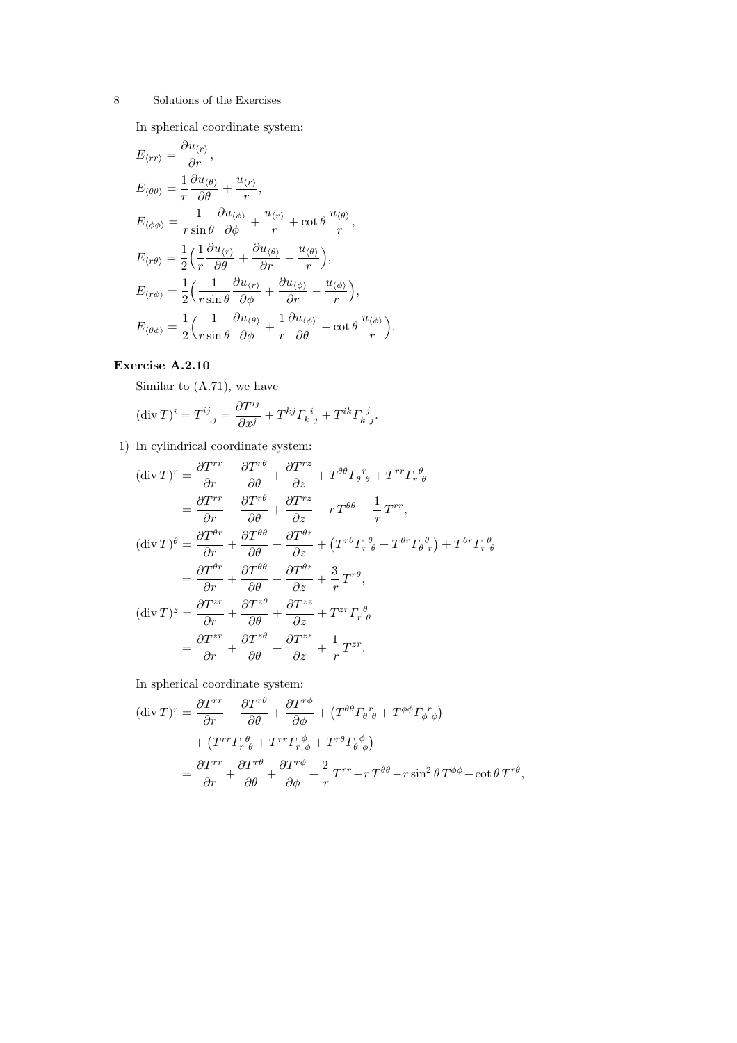In spherical coordinate system:

$$
\begin{aligned}
E_{\langle rr\rangle} &= \frac{\partial u_{\langle r\rangle}}{\partial r},\\
E_{\langle \theta\theta\rangle} &= \frac{1}{r}\frac{\partial u_{\langle \theta\rangle}}{\partial \theta} + \frac{u_{\langle r\rangle}}{r},\\
E_{\langle \phi\phi\rangle} &= \frac{1}{r\sin\theta}\frac{\partial u_{\langle \phi\rangle}}{\partial \phi} + \frac{u_{\langle r\rangle}}{r} + \cot\theta\,\frac{u_{\langle \theta\rangle}}{r},\\
E_{\langle r\theta\rangle} &= \frac{1}{2}\Big(\frac{1}{r}\frac{\partial u_{\langle r\rangle}}{\partial \theta} + \frac{\partial u_{\langle \theta\rangle}}{\partial r} - \frac{u_{\langle \theta\rangle}}{r}\Big),\\
E_{\langle r\phi\rangle} &= \frac{1}{2}\Big(\frac{1}{r\sin\theta}\frac{\partial u_{\langle r\rangle}}{\partial \phi} + \frac{\partial u_{\langle \phi\rangle}}{\partial r} - \frac{u_{\langle \phi\rangle}}{r}\Big),\\
E_{\langle \theta\phi\rangle} &= \frac{1}{2}\Big(\frac{1}{r\sin\theta}\frac{\partial u_{\langle \theta\rangle}}{\partial \phi} + \frac{1}{r}\frac{\partial u_{\langle \phi\rangle}}{\partial \theta} - \cot\theta\,\frac{u_{\langle \phi\rangle}}{r}\Big).
\end{aligned}
$$

### Exercise A.2.10

Similar to (A.71), we have

$$
(\operatorname{div} T)^i = T^{ij}{}_{,j} = \frac{\partial T^{ij}}{\partial x^j} + T^{kj}\Gamma_{k\ j}^{\ i} + T^{ik}\Gamma_{k\ j}^{\ j}.
$$

1) In cylindrical coordinate system:

$$
\begin{aligned}
(\operatorname{div} T)^r &= \frac{\partial T^{rr}}{\partial r} + \frac{\partial T^{r\theta}}{\partial \theta} + \frac{\partial T^{rz}}{\partial z} + T^{\theta\theta}\Gamma_{\theta\ \theta}^{\ r} + T^{rr}\Gamma_{r\ \theta}^{\ \theta}\\
&= \frac{\partial T^{rr}}{\partial r} + \frac{\partial T^{r\theta}}{\partial \theta} + \frac{\partial T^{rz}}{\partial z} - r\,T^{\theta\theta} + \frac{1}{r}\,T^{rr},\\
(\operatorname{div} T)^\theta &= \frac{\partial T^{\theta r}}{\partial r} + \frac{\partial T^{\theta\theta}}{\partial \theta} + \frac{\partial T^{\theta z}}{\partial z} + \big(T^{r\theta}\Gamma_{r\ \theta}^{\ \theta} + T^{\theta r}\Gamma_{\theta\ r}^{\ \theta}\big) + T^{\theta r}\Gamma_{r\ \theta}^{\ \theta}\\
&= \frac{\partial T^{\theta r}}{\partial r} + \frac{\partial T^{\theta\theta}}{\partial \theta} + \frac{\partial T^{\theta z}}{\partial z} + \frac{3}{r}\,T^{r\theta},\\
(\operatorname{div} T)^z &= \frac{\partial T^{zr}}{\partial r} + \frac{\partial T^{z\theta}}{\partial \theta} + \frac{\partial T^{zz}}{\partial z} + T^{zr}\Gamma_{r\ \theta}^{\ \theta}\\
&= \frac{\partial T^{zr}}{\partial r} + \frac{\partial T^{z\theta}}{\partial \theta} + \frac{\partial T^{zz}}{\partial z} + \frac{1}{r}\,T^{zr}.
\end{aligned}
$$

In spherical coordinate system:

$$
\begin{aligned}
(\operatorname{div} T)^r &= \frac{\partial T^{rr}}{\partial r} + \frac{\partial T^{r\theta}}{\partial \theta} + \frac{\partial T^{r\phi}}{\partial \phi} + \big(T^{\theta\theta}\Gamma_{\theta\ \theta}^{\ r} + T^{\phi\phi}\Gamma_{\phi\ \phi}^{\ r}\big)\\
&\quad + \big(T^{rr}\Gamma_{r\ \theta}^{\ \theta} + T^{rr}\Gamma_{r\ \phi}^{\ \phi} + T^{r\theta}\Gamma_{\theta\ \phi}^{\ \phi}\big)\\
&= \frac{\partial T^{rr}}{\partial r} + \frac{\partial T^{r\theta}}{\partial \theta} + \frac{\partial T^{r\phi}}{\partial \phi} + \frac{2}{r}\,T^{rr} - r\,T^{\theta\theta} - r\sin^2\theta\,T^{\phi\phi} + \cot\theta\,T^{r\theta},
\end{aligned}
$$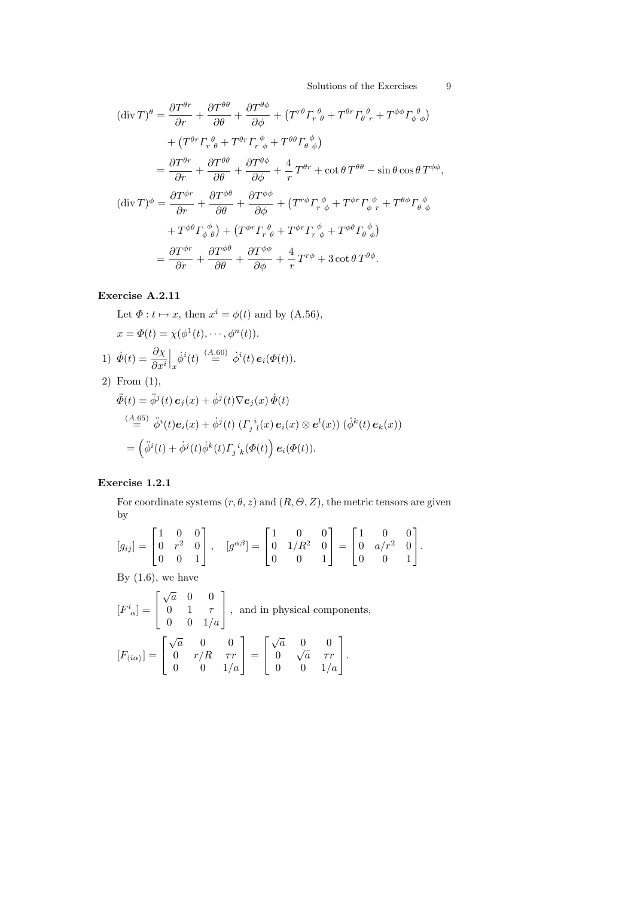$$
\begin{aligned}
(\operatorname{div} T)^{\theta} &= \frac{\partial T^{\theta r}}{\partial r} + \frac{\partial T^{\theta\theta}}{\partial \theta} + \frac{\partial T^{\theta\phi}}{\partial \phi} + \left(T^{r\theta}\Gamma_{r\ \theta}^{\ \theta} + T^{\theta r}\Gamma_{\theta\ r}^{\ \theta} + T^{\phi\phi}\Gamma_{\phi\ \phi}^{\ \theta}\right) \\
&\quad + \left(T^{\theta r}\Gamma_{r\ \theta}^{\ \theta} + T^{\theta r}\Gamma_{r\ \phi}^{\ \phi} + T^{\theta\theta}\Gamma_{\theta\ \phi}^{\ \phi}\right) \\
&= \frac{\partial T^{\theta r}}{\partial r} + \frac{\partial T^{\theta\theta}}{\partial \theta} + \frac{\partial T^{\theta\phi}}{\partial \phi} + \frac{4}{r}\,T^{\theta r} + \cot\theta\, T^{\theta\theta} - \sin\theta\cos\theta\, T^{\phi\phi}, \\
(\operatorname{div} T)^{\phi} &= \frac{\partial T^{\phi r}}{\partial r} + \frac{\partial T^{\phi\theta}}{\partial \theta} + \frac{\partial T^{\phi\phi}}{\partial \phi} + \left(T^{r\phi}\Gamma_{r\ \phi}^{\ \phi} + T^{\phi r}\Gamma_{\phi\ r}^{\ \phi} + T^{\theta\phi}\Gamma_{\theta\ \phi}^{\ \phi}\right. \\
&\quad \left. + T^{\phi\theta}\Gamma_{\phi\ \theta}^{\ \phi}\right) + \left(T^{\phi r}\Gamma_{r\ \theta}^{\ \theta} + T^{\phi r}\Gamma_{r\ \phi}^{\ \phi} + T^{\phi\theta}\Gamma_{\theta\ \phi}^{\ \phi}\right) \\
&= \frac{\partial T^{\phi r}}{\partial r} + \frac{\partial T^{\phi\theta}}{\partial \theta} + \frac{\partial T^{\phi\phi}}{\partial \phi} + \frac{4}{r}\,T^{r\phi} + 3\cot\theta\, T^{\theta\phi}.
\end{aligned}
$$

**Exercise A.2.11**

Let $\Phi : t \mapsto x$, then $x^i = \phi(t)$ and by (A.56),

$x = \Phi(t) = \chi(\phi^1(t), \cdots, \phi^n(t)).$

1) $\dot{\Phi}(t) = \dfrac{\partial \chi}{\partial x^i}\Big|_x \dot{\phi}^i(t) \overset{(A.60)}{=} \dot{\phi}^i(t)\,\boldsymbol{e}_i(\Phi(t)).$

2) From (1),

$$
\begin{aligned}
\ddot{\Phi}(t) &= \ddot{\phi}^j(t)\,\boldsymbol{e}_j(x) + \dot{\phi}^j(t)\nabla\boldsymbol{e}_j(x)\,\dot{\Phi}(t) \\
&\overset{(A.65)}{=} \ddot{\phi}^i(t)\boldsymbol{e}_i(x) + \dot{\phi}^j(t)\,\left(\Gamma_{j\ l}^{\ i}(x)\,\boldsymbol{e}_i(x) \otimes \boldsymbol{e}^l(x)\right)\left(\dot{\phi}^k(t)\,\boldsymbol{e}_k(x)\right) \\
&= \left(\ddot{\phi}^i(t) + \dot{\phi}^j(t)\dot{\phi}^k(t)\Gamma_{j\ k}^{\ i}(\Phi(t))\right)\boldsymbol{e}_i(\Phi(t)).
\end{aligned}
$$

**Exercise 1.2.1**

For coordinate systems $(r, \theta, z)$ and $(R, \Theta, Z)$, the metric tensors are given by

$$
[g_{ij}] = \begin{bmatrix} 1 & 0 & 0 \\ 0 & r^2 & 0 \\ 0 & 0 & 1 \end{bmatrix}, \quad [g^{\alpha\beta}] = \begin{bmatrix} 1 & 0 & 0 \\ 0 & 1/R^2 & 0 \\ 0 & 0 & 1 \end{bmatrix} = \begin{bmatrix} 1 & 0 & 0 \\ 0 & a/r^2 & 0 \\ 0 & 0 & 1 \end{bmatrix}.
$$

By (1.6), we have

$$
[F^i_{\ \alpha}] = \begin{bmatrix} \sqrt{a} & 0 & 0 \\ 0 & 1 & \tau \\ 0 & 0 & 1/a \end{bmatrix}, \text{ and in physical components,}
$$

$$
[F_{\langle i\alpha\rangle}] = \begin{bmatrix} \sqrt{a} & 0 & 0 \\ 0 & r/R & \tau r \\ 0 & 0 & 1/a \end{bmatrix} = \begin{bmatrix} \sqrt{a} & 0 & 0 \\ 0 & \sqrt{a} & \tau r \\ 0 & 0 & 1/a \end{bmatrix}.
$$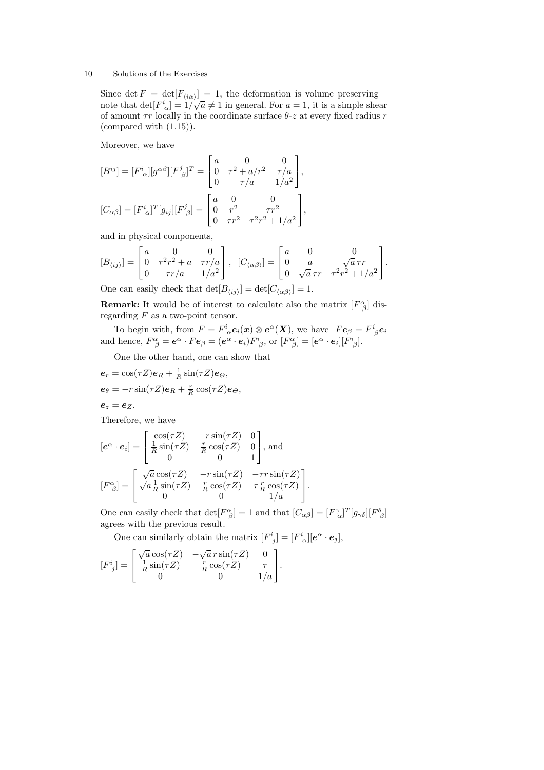Since $\det F = \det[F_{\langle i\alpha\rangle}] = 1$, the deformation is volume preserving – note that $\det[F^i_{\ \alpha}] = 1/\sqrt{a} \neq 1$ in general. For $a = 1$, it is a simple shear of amount $\tau r$ locally in the coordinate surface $\theta$-$z$ at every fixed radius $r$ (compared with (1.15)).

Moreover, we have

$$[B^{ij}] = [F^i_{\ \alpha}][g^{\alpha\beta}][F^j_{\ \beta}]^T = \begin{bmatrix} a & 0 & 0 \\ 0 & \tau^2 + a/r^2 & \tau/a \\ 0 & \tau/a & 1/a^2 \end{bmatrix},$$

$$[C_{\alpha\beta}] = [F^i_{\ \alpha}]^T[g_{ij}][F^j_{\ \beta}] = \begin{bmatrix} a & 0 & 0 \\ 0 & r^2 & \tau r^2 \\ 0 & \tau r^2 & \tau^2 r^2 + 1/a^2 \end{bmatrix},$$

and in physical components,

$$[B_{\langle ij\rangle}] = \begin{bmatrix} a & 0 & 0 \\ 0 & \tau^2 r^2 + a & \tau r/a \\ 0 & \tau r/a & 1/a^2 \end{bmatrix}, \quad [C_{\langle\alpha\beta\rangle}] = \begin{bmatrix} a & 0 & 0 \\ 0 & a & \sqrt{a}\,\tau r \\ 0 & \sqrt{a}\,\tau r & \tau^2 r^2 + 1/a^2 \end{bmatrix}.$$

One can easily check that $\det[B_{\langle ij\rangle}] = \det[C_{\langle\alpha\beta\rangle}] = 1$.

**Remark:** It would be of interest to calculate also the matrix $[F^\alpha_{\ \beta}]$ disregarding $F$ as a two-point tensor.

To begin with, from $F = F^i_{\ \alpha}\boldsymbol{e}_i(\boldsymbol{x}) \otimes \boldsymbol{e}^\alpha(\boldsymbol{X})$, we have $F\boldsymbol{e}_\beta = F^i_{\ \beta}\boldsymbol{e}_i$ and hence, $F^\alpha_{\ \beta} = \boldsymbol{e}^\alpha \cdot F\boldsymbol{e}_\beta = (\boldsymbol{e}^\alpha \cdot \boldsymbol{e}_i)F^i_{\ \beta}$, or $[F^\alpha_{\ \beta}] = [\boldsymbol{e}^\alpha \cdot \boldsymbol{e}_i][F^i_{\ \beta}]$.

One the other hand, one can show that

$$\boldsymbol{e}_r = \cos(\tau Z)\boldsymbol{e}_R + \tfrac{1}{R}\sin(\tau Z)\boldsymbol{e}_\Theta,$$

$$\boldsymbol{e}_\theta = -r\sin(\tau Z)\boldsymbol{e}_R + \tfrac{r}{R}\cos(\tau Z)\boldsymbol{e}_\Theta,$$

$$\boldsymbol{e}_z = \boldsymbol{e}_Z.$$

Therefore, we have

$$[\boldsymbol{e}^\alpha \cdot \boldsymbol{e}_i] = \begin{bmatrix} \cos(\tau Z) & -r\sin(\tau Z) & 0 \\ \frac{1}{R}\sin(\tau Z) & \frac{r}{R}\cos(\tau Z) & 0 \\ 0 & 0 & 1 \end{bmatrix}, \text{ and}$$

$$[F^\alpha_{\ \beta}] = \begin{bmatrix} \sqrt{a}\cos(\tau Z) & -r\sin(\tau Z) & -\tau r\sin(\tau Z) \\ \sqrt{a}\frac{1}{R}\sin(\tau Z) & \frac{r}{R}\cos(\tau Z) & \tau\frac{r}{R}\cos(\tau Z) \\ 0 & 0 & 1/a \end{bmatrix}.$$

One can easily check that $\det[F^\alpha_{\ \beta}] = 1$ and that $[C_{\alpha\beta}] = [F^\gamma_{\ \alpha}]^T[g_{\gamma\delta}][F^\delta_{\ \beta}]$ agrees with the previous result.

One can similarly obtain the matrix $[F^i_{\ j}] = [F^i_{\ \alpha}][\boldsymbol{e}^\alpha \cdot \boldsymbol{e}_j]$,

$$[F^i_{\ j}] = \begin{bmatrix} \sqrt{a}\cos(\tau Z) & -\sqrt{a}\,r\sin(\tau Z) & 0 \\ \frac{1}{R}\sin(\tau Z) & \frac{r}{R}\cos(\tau Z) & \tau \\ 0 & 0 & 1/a \end{bmatrix}.$$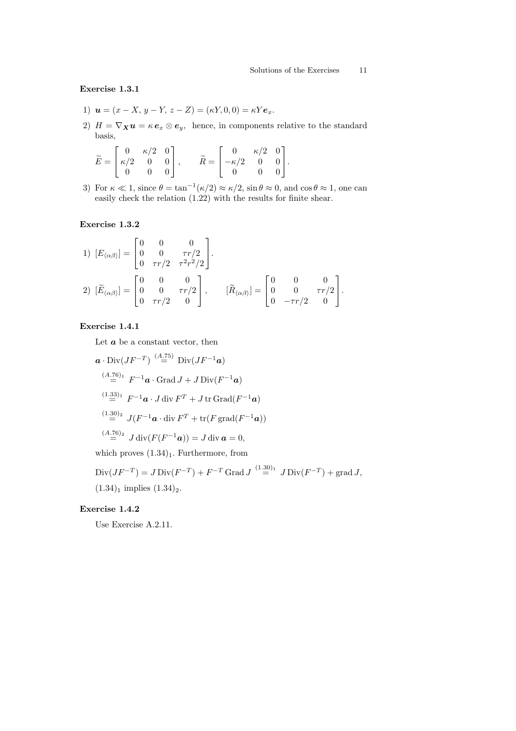### Exercise 1.3.1

1) $\boldsymbol{u} = (x - X,\, y - Y,\, z - Z) = (\kappa Y, 0, 0) = \kappa Y \boldsymbol{e}_x$.

2) $H = \nabla_{\boldsymbol{X}} \boldsymbol{u} = \kappa\, \boldsymbol{e}_x \otimes \boldsymbol{e}_y$, hence, in components relative to the standard basis,

$$\widetilde{E} = \begin{bmatrix} 0 & \kappa/2 & 0 \\ \kappa/2 & 0 & 0 \\ 0 & 0 & 0 \end{bmatrix}, \qquad \widetilde{R} = \begin{bmatrix} 0 & \kappa/2 & 0 \\ -\kappa/2 & 0 & 0 \\ 0 & 0 & 0 \end{bmatrix}.$$

3) For $\kappa \ll 1$, since $\theta = \tan^{-1}(\kappa/2) \approx \kappa/2$, $\sin\theta \approx 0$, and $\cos\theta \approx 1$, one can easily check the relation (1.22) with the results for finite shear.

### Exercise 1.3.2

1) $[E_{\langle\alpha\beta\rangle}] = \begin{bmatrix} 0 & 0 & 0 \\ 0 & 0 & \tau r/2 \\ 0 & \tau r/2 & \tau^2 r^2/2 \end{bmatrix}$.

2) $[\widetilde{E}_{\langle\alpha\beta\rangle}] = \begin{bmatrix} 0 & 0 & 0 \\ 0 & 0 & \tau r/2 \\ 0 & \tau r/2 & 0 \end{bmatrix}, \qquad [\widetilde{R}_{\langle\alpha\beta\rangle}] = \begin{bmatrix} 0 & 0 & 0 \\ 0 & 0 & \tau r/2 \\ 0 & -\tau r/2 & 0 \end{bmatrix}$.

### Exercise 1.4.1

Let $\boldsymbol{a}$ be a constant vector, then

$$\begin{aligned}
\boldsymbol{a} \cdot \operatorname{Div}(JF^{-T}) &\overset{(A.75)}{=} \operatorname{Div}(JF^{-1}\boldsymbol{a}) \\
&\overset{(A.76)_1}{=} F^{-1}\boldsymbol{a} \cdot \operatorname{Grad} J + J \operatorname{Div}(F^{-1}\boldsymbol{a}) \\
&\overset{(1.33)_1}{=} F^{-1}\boldsymbol{a} \cdot J \operatorname{div} F^T + J \operatorname{tr} \operatorname{Grad}(F^{-1}\boldsymbol{a}) \\
&\overset{(1.30)_2}{=} J(F^{-1}\boldsymbol{a} \cdot \operatorname{div} F^T + \operatorname{tr}(F \operatorname{grad}(F^{-1}\boldsymbol{a})) \\
&\overset{(A.76)_2}{=} J \operatorname{div}(F(F^{-1}\boldsymbol{a})) = J \operatorname{div} \boldsymbol{a} = 0,
\end{aligned}$$

which proves $(1.34)_1$. Furthermore, from

$$\operatorname{Div}(JF^{-T}) = J \operatorname{Div}(F^{-T}) + F^{-T} \operatorname{Grad} J \overset{(1.30)_1}{=} J \operatorname{Div}(F^{-T}) + \operatorname{grad} J,$$

$(1.34)_1$ implies $(1.34)_2$.

### Exercise 1.4.2

Use Exercise A.2.11.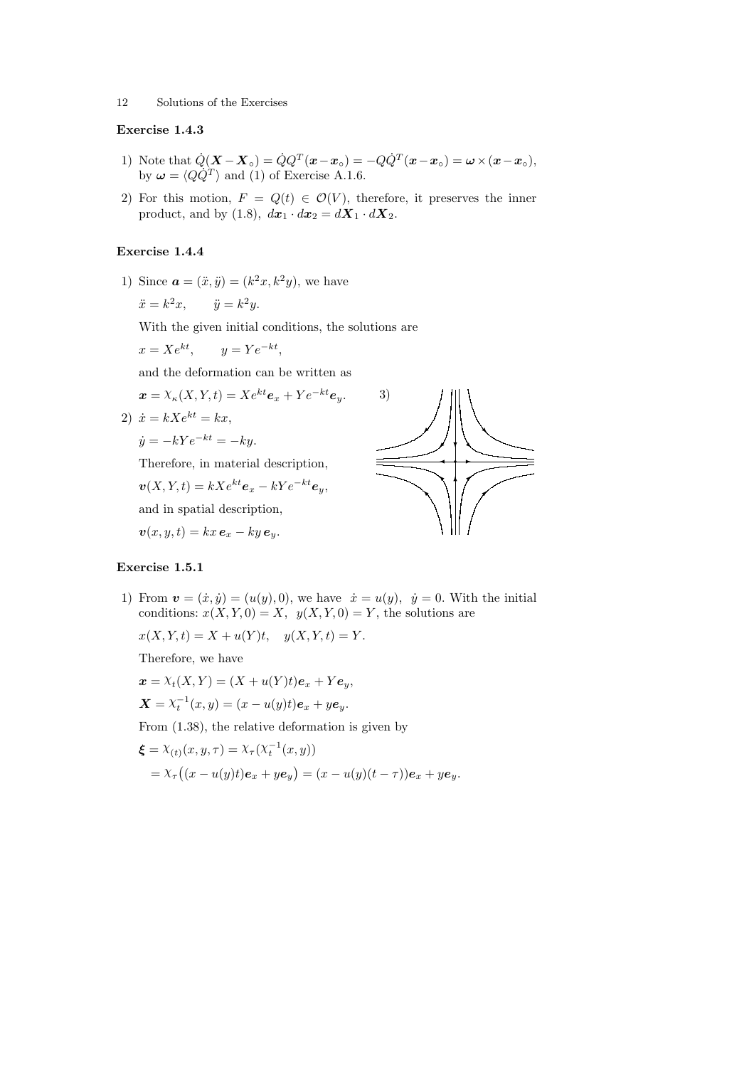### Exercise 1.4.3

1) Note that $\dot{Q}(\boldsymbol{X}-\boldsymbol{X}_\circ) = \dot{Q}Q^T(\boldsymbol{x}-\boldsymbol{x}_\circ) = -Q\dot{Q}^T(\boldsymbol{x}-\boldsymbol{x}_\circ) = \boldsymbol{\omega}\times(\boldsymbol{x}-\boldsymbol{x}_\circ)$, by $\boldsymbol{\omega} = \langle Q\dot{Q}^T\rangle$ and (1) of Exercise A.1.6.

2) For this motion, $F = Q(t) \in \mathcal{O}(V)$, therefore, it preserves the inner product, and by (1.8), $d\boldsymbol{x}_1 \cdot d\boldsymbol{x}_2 = d\boldsymbol{X}_1 \cdot d\boldsymbol{X}_2$.

### Exercise 1.4.4

1) Since $\boldsymbol{a} = (\ddot{x}, \ddot{y}) = (k^2x, k^2y)$, we have

   $\ddot{x} = k^2x, \qquad \ddot{y} = k^2y.$

   With the given initial conditions, the solutions are

   $x = Xe^{kt}, \qquad y = Ye^{-kt},$

   and the deformation can be written as

   $\boldsymbol{x} = \chi_\kappa(X, Y, t) = Xe^{kt}\boldsymbol{e}_x + Ye^{-kt}\boldsymbol{e}_y.$

2) $\dot{x} = kXe^{kt} = kx,$

   $\dot{y} = -kYe^{-kt} = -ky.$

   Therefore, in material description,

   $\boldsymbol{v}(X, Y, t) = kXe^{kt}\boldsymbol{e}_x - kYe^{-kt}\boldsymbol{e}_y,$

   and in spatial description,

   $\boldsymbol{v}(x, y, t) = kx\,\boldsymbol{e}_x - ky\,\boldsymbol{e}_y.$

3)

### Exercise 1.5.1

1) From $\boldsymbol{v} = (\dot{x}, \dot{y}) = (u(y), 0)$, we have $\dot{x} = u(y)$, $\dot{y} = 0$. With the initial conditions: $x(X, Y, 0) = X$, $y(X, Y, 0) = Y$, the solutions are

   $x(X, Y, t) = X + u(Y)t, \quad y(X, Y, t) = Y.$

   Therefore, we have

   $\boldsymbol{x} = \chi_t(X, Y) = (X + u(Y)t)\boldsymbol{e}_x + Y\boldsymbol{e}_y,$

   $\boldsymbol{X} = \chi_t^{-1}(x, y) = (x - u(y)t)\boldsymbol{e}_x + y\boldsymbol{e}_y.$

   From (1.38), the relative deformation is given by

   $$\begin{aligned}\boldsymbol{\xi} &= \chi_{(t)}(x, y, \tau) = \chi_\tau(\chi_t^{-1}(x, y)) \\ &= \chi_\tau\big((x - u(y)t)\boldsymbol{e}_x + y\boldsymbol{e}_y\big) = (x - u(y)(t-\tau))\boldsymbol{e}_x + y\boldsymbol{e}_y.\end{aligned}$$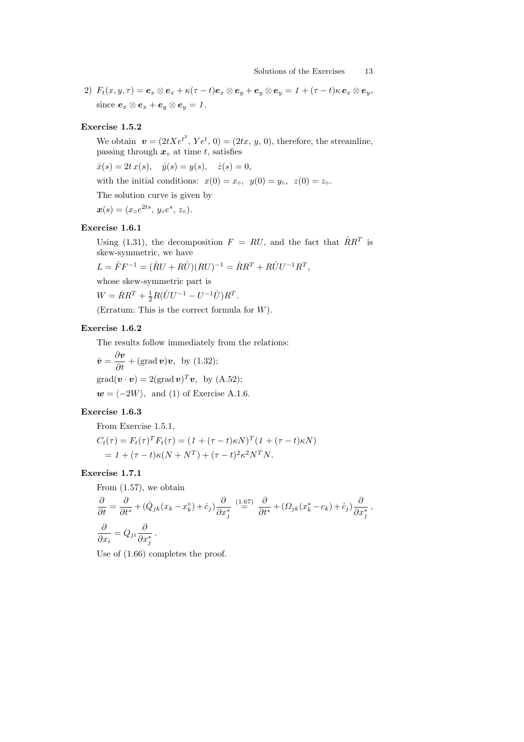2) $F_t(x, y, \tau) = \boldsymbol{e}_x \otimes \boldsymbol{e}_x + \kappa(\tau - t)\boldsymbol{e}_x \otimes \boldsymbol{e}_y + \boldsymbol{e}_y \otimes \boldsymbol{e}_y = \mathit{1} + (\tau - t)\kappa\, \boldsymbol{e}_x \otimes \boldsymbol{e}_y$, since $\boldsymbol{e}_x \otimes \boldsymbol{e}_x + \boldsymbol{e}_y \otimes \boldsymbol{e}_y = \mathit{1}$.

### Exercise 1.5.2

We obtain $\boldsymbol{v} = (2tXe^{t^2},\, Ye^t,\, 0) = (2tx,\, y,\, 0)$, therefore, the streamline, passing through $\boldsymbol{x}_\circ$ at time $t$, satisfies

$\dot{x}(s) = 2t\, x(s), \quad \dot{y}(s) = y(s), \quad \dot{z}(s) = 0,$

with the initial conditions: $x(0) = x_\circ, \;\; y(0) = y_\circ, \;\; z(0) = z_\circ$.

The solution curve is given by

$\boldsymbol{x}(s) = (x_\circ e^{2ts},\, y_\circ e^s,\, z_\circ).$

### Exercise 1.6.1

Using (1.31), the decomposition $F = RU$, and the fact that $\dot{R}R^T$ is skew-symmetric, we have

$L = \dot{F}F^{-1} = (\dot{R}U + R\dot{U})(RU)^{-1} = \dot{R}R^T + R\dot{U}U^{-1}R^T,$

whose skew-symmetric part is

$W = \dot{R}R^T + \frac{1}{2}R(\dot{U}U^{-1} - U^{-1}\dot{U})R^T.$

(Erratum: This is the correct formula for $W$).

### Exercise 1.6.2

The results follow immediately from the relations:

$\dot{\boldsymbol{v}} = \dfrac{\partial \boldsymbol{v}}{\partial t} + (\operatorname{grad} \boldsymbol{v})\boldsymbol{v}$, by (1.32);

$\operatorname{grad}(\boldsymbol{v} \cdot \boldsymbol{v}) = 2(\operatorname{grad} \boldsymbol{v})^T \boldsymbol{v}$, by (A.52);

$\boldsymbol{w} = \langle -2W \rangle$, and (1) of Exercise A.1.6.

### Exercise 1.6.3

From Exercise 1.5.1,

$$
\begin{aligned}
C_t(\tau) = F_t(\tau)^T F_t(\tau) &= (\mathit{1} + (\tau - t)\kappa N)^T(\mathit{1} + (\tau - t)\kappa N) \\
&= \mathit{1} + (\tau - t)\kappa(N + N^T) + (\tau - t)^2\kappa^2 N^T N.
\end{aligned}
$$

### Exercise 1.7.1

From (1.57), we obtain

$$
\frac{\partial}{\partial t} = \frac{\partial}{\partial t^*} + (\dot{Q}_{jk}(x_k - x_k^\circ) + \dot{c}_j)\frac{\partial}{\partial x_j^*} \overset{(1.67)}{=} \frac{\partial}{\partial t^*} + (\Omega_{jk}(x_k^* - c_k) + \dot{c}_j)\frac{\partial}{\partial x_j^*}\,,
$$

$$
\frac{\partial}{\partial x_i} = Q_{ji}\frac{\partial}{\partial x_j^*}\,.
$$

Use of (1.66) completes the proof.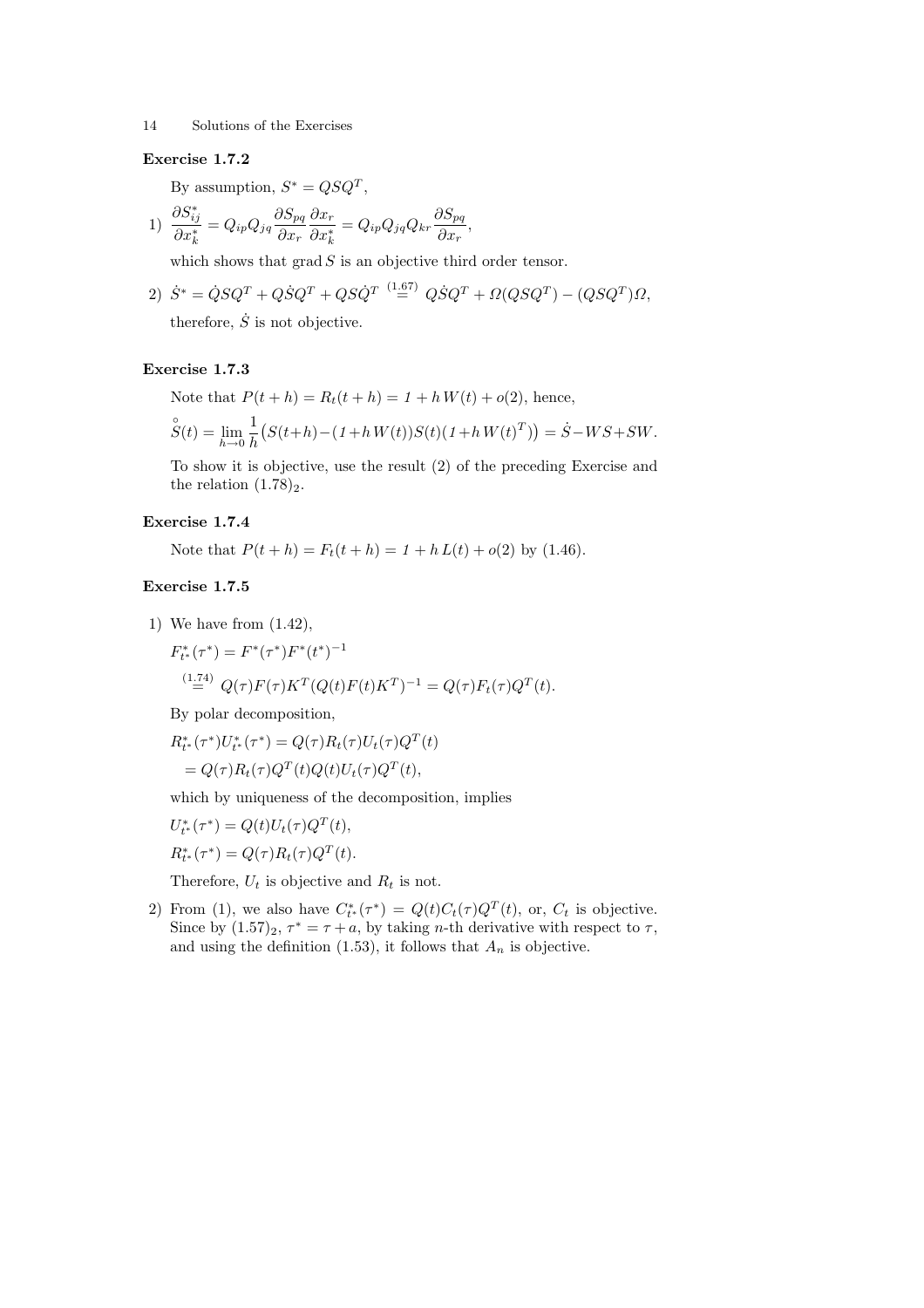### Exercise 1.7.2

By assumption, $S^* = QSQ^T$,

1) $\dfrac{\partial S^*_{ij}}{\partial x^*_k} = Q_{ip}Q_{jq}\dfrac{\partial S_{pq}}{\partial x_r}\dfrac{\partial x_r}{\partial x^*_k} = Q_{ip}Q_{jq}Q_{kr}\dfrac{\partial S_{pq}}{\partial x_r}$,

which shows that $\operatorname{grad} S$ is an objective third order tensor.

2) $\dot{S}^* = \dot{Q}SQ^T + Q\dot{S}Q^T + QS\dot{Q}^T \overset{(1.67)}{=} Q\dot{S}Q^T + \Omega(QSQ^T) - (QSQ^T)\Omega$,

therefore, $\dot{S}$ is not objective.

### Exercise 1.7.3

Note that $P(t+h) = R_t(t+h) = 1 + h\,W(t) + o(2)$, hence,

$$\overset{\circ}{S}(t) = \lim_{h\to 0}\frac{1}{h}\big(S(t{+}h) - (1{+}h\,W(t))S(t)(1{+}h\,W(t)^T)\big) = \dot{S} - WS + SW.$$

To show it is objective, use the result (2) of the preceding Exercise and the relation $(1.78)_2$.

### Exercise 1.7.4

Note that $P(t+h) = F_t(t+h) = 1 + h\,L(t) + o(2)$ by (1.46).

### Exercise 1.7.5

1) We have from (1.42),

$F^*_{t^*}(\tau^*) = F^*(\tau^*)F^*(t^*)^{-1}$

$\overset{(1.74)}{=} Q(\tau)F(\tau)K^T(Q(t)F(t)K^T)^{-1} = Q(\tau)F_t(\tau)Q^T(t)$.

By polar decomposition,

$R^*_{t^*}(\tau^*)U^*_{t^*}(\tau^*) = Q(\tau)R_t(\tau)U_t(\tau)Q^T(t)$

$= Q(\tau)R_t(\tau)Q^T(t)Q(t)U_t(\tau)Q^T(t)$,

which by uniqueness of the decomposition, implies

$U^*_{t^*}(\tau^*) = Q(t)U_t(\tau)Q^T(t)$,

$R^*_{t^*}(\tau^*) = Q(\tau)R_t(\tau)Q^T(t)$.

Therefore, $U_t$ is objective and $R_t$ is not.

2) From (1), we also have $C^*_{t^*}(\tau^*) = Q(t)C_t(\tau)Q^T(t)$, or, $C_t$ is objective. Since by $(1.57)_2$, $\tau^* = \tau + a$, by taking $n$-th derivative with respect to $\tau$, and using the definition (1.53), it follows that $A_n$ is objective.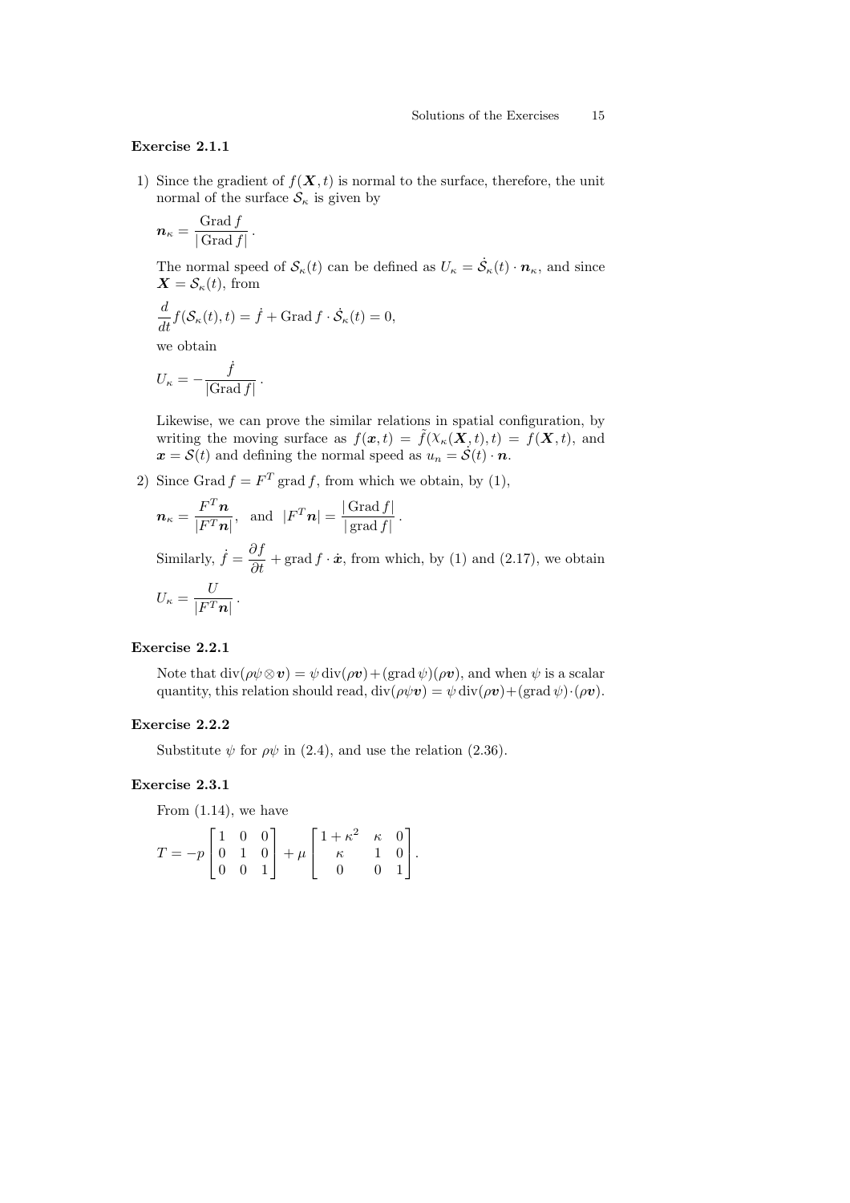### Exercise 2.1.1

1) Since the gradient of $f(\boldsymbol{X}, t)$ is normal to the surface, therefore, the unit normal of the surface $\mathcal{S}_\kappa$ is given by

$$\boldsymbol{n}_\kappa = \frac{\operatorname{Grad} f}{|\operatorname{Grad} f|}.$$

The normal speed of $\mathcal{S}_\kappa(t)$ can be defined as $U_\kappa = \dot{\mathcal{S}}_\kappa(t) \cdot \boldsymbol{n}_\kappa$, and since $\boldsymbol{X} = \mathcal{S}_\kappa(t)$, from

$$\frac{d}{dt} f(\mathcal{S}_\kappa(t), t) = \dot{f} + \operatorname{Grad} f \cdot \dot{\mathcal{S}}_\kappa(t) = 0,$$

we obtain

$$U_\kappa = -\frac{\dot{f}}{|\operatorname{Grad} f|}.$$

Likewise, we can prove the similar relations in spatial configuration, by writing the moving surface as $f(\boldsymbol{x}, t) = \tilde{f}(\chi_\kappa(\boldsymbol{X}, t), t) = f(\boldsymbol{X}, t)$, and $\boldsymbol{x} = \mathcal{S}(t)$ and defining the normal speed as $u_n = \dot{\mathcal{S}}(t) \cdot \boldsymbol{n}$.

2) Since $\operatorname{Grad} f = F^T \operatorname{grad} f$, from which we obtain, by (1),

$$\boldsymbol{n}_\kappa = \frac{F^T \boldsymbol{n}}{|F^T \boldsymbol{n}|}, \quad \text{and} \quad |F^T \boldsymbol{n}| = \frac{|\operatorname{Grad} f|}{|\operatorname{grad} f|}.$$

Similarly, $\dot{f} = \dfrac{\partial f}{\partial t} + \operatorname{grad} f \cdot \dot{\boldsymbol{x}}$, from which, by (1) and (2.17), we obtain

$$U_\kappa = \frac{U}{|F^T \boldsymbol{n}|}.$$

### Exercise 2.2.1

Note that $\operatorname{div}(\rho\psi \otimes \boldsymbol{v}) = \psi \operatorname{div}(\rho \boldsymbol{v}) + (\operatorname{grad} \psi)(\rho \boldsymbol{v})$, and when $\psi$ is a scalar quantity, this relation should read, $\operatorname{div}(\rho\psi\boldsymbol{v}) = \psi \operatorname{div}(\rho\boldsymbol{v}) + (\operatorname{grad}\psi)\cdot(\rho\boldsymbol{v})$.

### Exercise 2.2.2

Substitute $\psi$ for $\rho\psi$ in (2.4), and use the relation (2.36).

### Exercise 2.3.1

From (1.14), we have

$$T = -p \begin{bmatrix} 1 & 0 & 0 \\ 0 & 1 & 0 \\ 0 & 0 & 1 \end{bmatrix} + \mu \begin{bmatrix} 1+\kappa^2 & \kappa & 0 \\ \kappa & 1 & 0 \\ 0 & 0 & 1 \end{bmatrix}.$$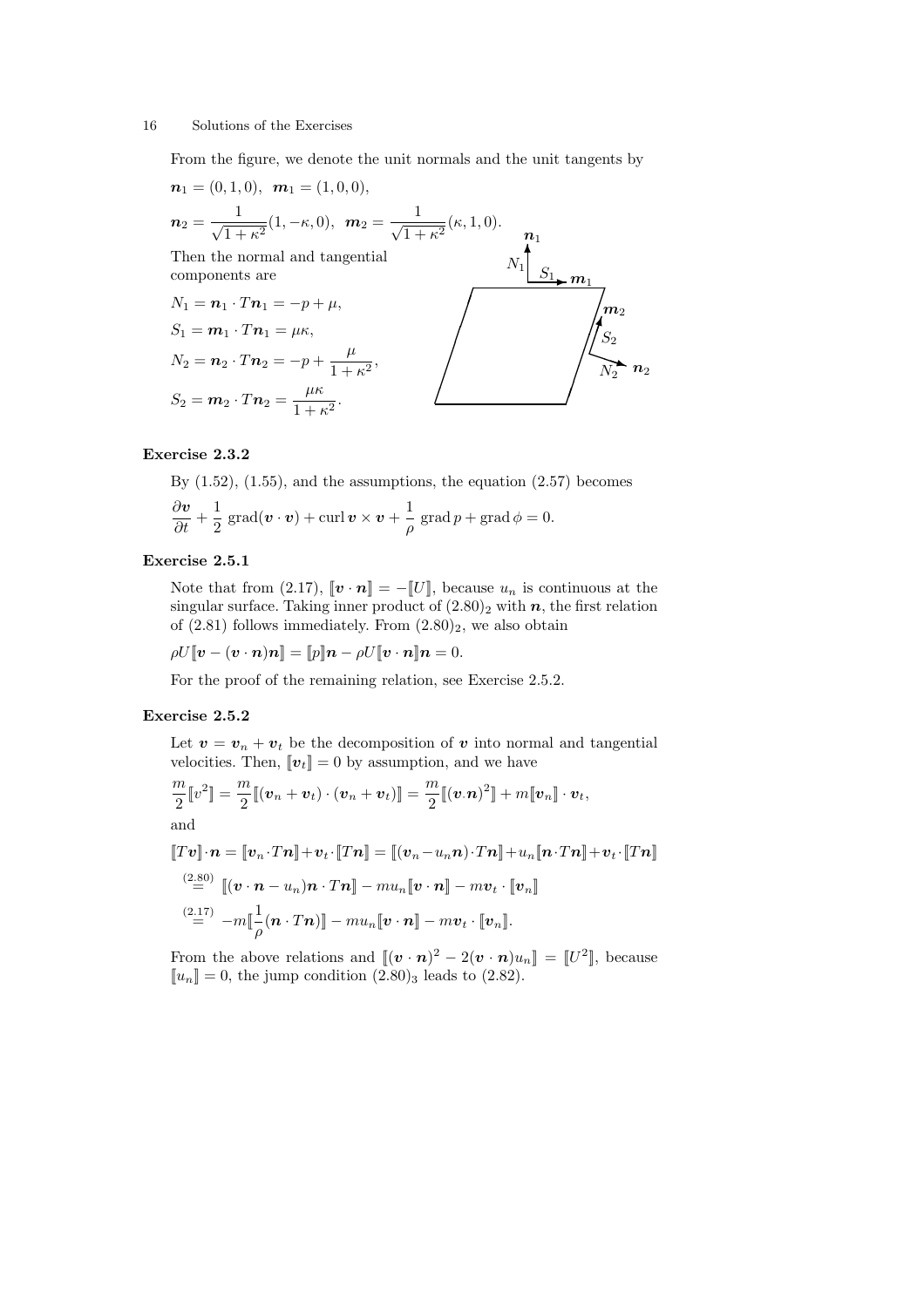From the figure, we denote the unit normals and the unit tangents by

$$\boldsymbol{n}_1 = (0,1,0), \quad \boldsymbol{m}_1 = (1,0,0),$$

$$\boldsymbol{n}_2 = \frac{1}{\sqrt{1+\kappa^2}}(1,-\kappa,0), \quad \boldsymbol{m}_2 = \frac{1}{\sqrt{1+\kappa^2}}(\kappa,1,0).$$

Then the normal and tangential components are

$$N_1 = \boldsymbol{n}_1 \cdot T\boldsymbol{n}_1 = -p + \mu,$$

$$S_1 = \boldsymbol{m}_1 \cdot T\boldsymbol{n}_1 = \mu\kappa,$$

$$N_2 = \boldsymbol{n}_2 \cdot T\boldsymbol{n}_2 = -p + \frac{\mu}{1+\kappa^2},$$

$$S_2 = \boldsymbol{m}_2 \cdot T\boldsymbol{n}_2 = \frac{\mu\kappa}{1+\kappa^2}.$$

### Exercise 2.3.2

By (1.52), (1.55), and the assumptions, the equation (2.57) becomes

$$\frac{\partial \boldsymbol{v}}{\partial t} + \frac{1}{2}\operatorname{grad}(\boldsymbol{v}\cdot\boldsymbol{v}) + \operatorname{curl}\boldsymbol{v}\times\boldsymbol{v} + \frac{1}{\rho}\operatorname{grad}p + \operatorname{grad}\phi = 0.$$

### Exercise 2.5.1

Note that from (2.17), $[\![\boldsymbol{v}\cdot\boldsymbol{n}]\!] = -[\![U]\!]$, because $u_n$ is continuous at the singular surface. Taking inner product of $(2.80)_2$ with $\boldsymbol{n}$, the first relation of (2.81) follows immediately. From $(2.80)_2$, we also obtain

$$\rho U[\![\boldsymbol{v} - (\boldsymbol{v}\cdot\boldsymbol{n})\boldsymbol{n}]\!] = [\![p]\!]\boldsymbol{n} - \rho U[\![\boldsymbol{v}\cdot\boldsymbol{n}]\!]\boldsymbol{n} = 0.$$

For the proof of the remaining relation, see Exercise 2.5.2.

### Exercise 2.5.2

Let $\boldsymbol{v} = \boldsymbol{v}_n + \boldsymbol{v}_t$ be the decomposition of $\boldsymbol{v}$ into normal and tangential velocities. Then, $[\![\boldsymbol{v}_t]\!] = 0$ by assumption, and we have

$$\frac{m}{2}[\![v^2]\!] = \frac{m}{2}[\![(\boldsymbol{v}_n + \boldsymbol{v}_t)\cdot(\boldsymbol{v}_n + \boldsymbol{v}_t)]\!] = \frac{m}{2}[\![(\boldsymbol{v}.\boldsymbol{n})^2]\!] + m[\![\boldsymbol{v}_n]\!]\cdot\boldsymbol{v}_t,$$

and

$$[\![T\boldsymbol{v}]\!]\cdot\boldsymbol{n} = [\![\boldsymbol{v}_n \cdot T\boldsymbol{n}]\!] + \boldsymbol{v}_t\cdot[\![T\boldsymbol{n}]\!] = [\![(\boldsymbol{v}_n - u_n\boldsymbol{n})\cdot T\boldsymbol{n}]\!] + u_n[\![\boldsymbol{n}\cdot T\boldsymbol{n}]\!] + \boldsymbol{v}_t\cdot[\![T\boldsymbol{n}]\!]$$

$$\overset{(2.80)}{=} [\![(\boldsymbol{v}\cdot\boldsymbol{n} - u_n)\boldsymbol{n}\cdot T\boldsymbol{n}]\!] - mu_n[\![\boldsymbol{v}\cdot\boldsymbol{n}]\!] - m\boldsymbol{v}_t\cdot[\![\boldsymbol{v}_n]\!]$$

$$\overset{(2.17)}{=} -m[\![\frac{1}{\rho}(\boldsymbol{n}\cdot T\boldsymbol{n})]\!] - mu_n[\![\boldsymbol{v}\cdot\boldsymbol{n}]\!] - m\boldsymbol{v}_t\cdot[\![\boldsymbol{v}_n]\!].$$

From the above relations and $[\![(\boldsymbol{v}\cdot\boldsymbol{n})^2 - 2(\boldsymbol{v}\cdot\boldsymbol{n})u_n]\!] = [\![U^2]\!]$, because $[\![u_n]\!] = 0$, the jump condition $(2.80)_3$ leads to (2.82).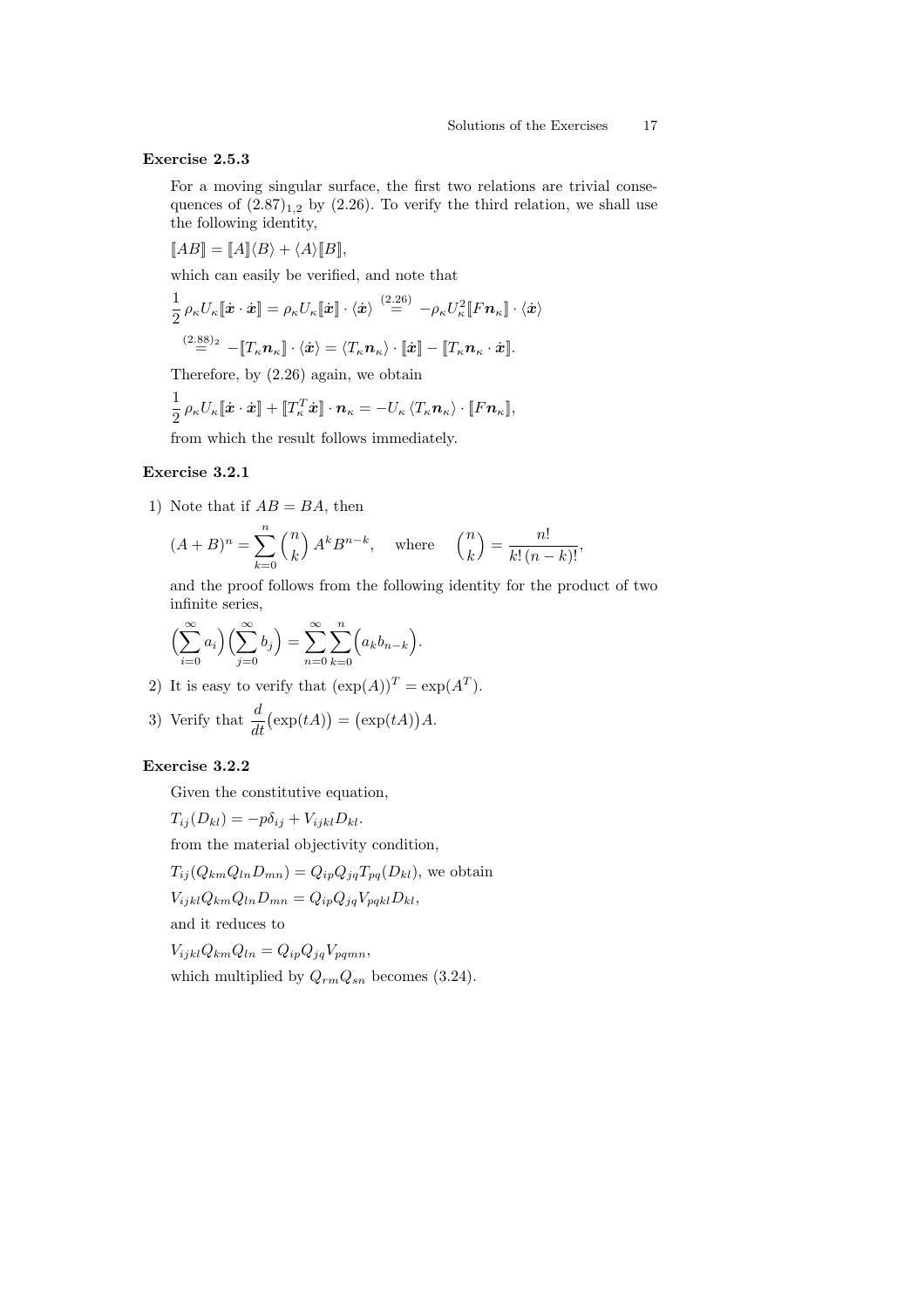### Exercise 2.5.3

For a moving singular surface, the first two relations are trivial consequences of $(2.87)_{1,2}$ by (2.26). To verify the third relation, we shall use the following identity,

$$[\![AB]\!] = [\![A]\!]\langle B\rangle + \langle A\rangle[\![B]\!],$$

which can easily be verified, and note that

$$\frac{1}{2}\,\rho_\kappa U_\kappa [\![\dot{\boldsymbol{x}}\cdot\dot{\boldsymbol{x}}]\!] = \rho_\kappa U_\kappa [\![\dot{\boldsymbol{x}}]\!]\cdot\langle\dot{\boldsymbol{x}}\rangle \overset{(2.26)}{=} -\rho_\kappa U_\kappa^2 [\![F\boldsymbol{n}_\kappa]\!]\cdot\langle\dot{\boldsymbol{x}}\rangle$$

$$\overset{(2.88)_2}{=} -[\![T_\kappa \boldsymbol{n}_\kappa]\!]\cdot\langle\dot{\boldsymbol{x}}\rangle = \langle T_\kappa\boldsymbol{n}_\kappa\rangle\cdot[\![\dot{\boldsymbol{x}}]\!] - [\![T_\kappa\boldsymbol{n}_\kappa\cdot\dot{\boldsymbol{x}}]\!].$$

Therefore, by (2.26) again, we obtain

$$\frac{1}{2}\,\rho_\kappa U_\kappa [\![\dot{\boldsymbol{x}}\cdot\dot{\boldsymbol{x}}]\!] + [\![T_\kappa^T\dot{\boldsymbol{x}}]\!]\cdot\boldsymbol{n}_\kappa = -U_\kappa\,\langle T_\kappa\boldsymbol{n}_\kappa\rangle\cdot[\![F\boldsymbol{n}_\kappa]\!],$$

from which the result follows immediately.

### Exercise 3.2.1

1) Note that if $AB = BA$, then

$$(A+B)^n = \sum_{k=0}^{n}\binom{n}{k}A^kB^{n-k}, \quad \text{where} \quad \binom{n}{k} = \frac{n!}{k!\,(n-k)!},$$

and the proof follows from the following identity for the product of two infinite series,

$$\Big(\sum_{i=0}^{\infty}a_i\Big)\Big(\sum_{j=0}^{\infty}b_j\Big) = \sum_{n=0}^{\infty}\sum_{k=0}^{n}\Big(a_kb_{n-k}\Big).$$

2) It is easy to verify that $(\exp(A))^T = \exp(A^T)$.

3) Verify that $\dfrac{d}{dt}\big(\exp(tA)\big) = \big(\exp(tA)\big)A$.

### Exercise 3.2.2

Given the constitutive equation,

$T_{ij}(D_{kl}) = -p\delta_{ij} + V_{ijkl}D_{kl}$.

from the material objectivity condition,

$T_{ij}(Q_{km}Q_{ln}D_{mn}) = Q_{ip}Q_{jq}T_{pq}(D_{kl})$, we obtain

$V_{ijkl}Q_{km}Q_{ln}D_{mn} = Q_{ip}Q_{jq}V_{pqkl}D_{kl}$,

and it reduces to

$V_{ijkl}Q_{km}Q_{ln} = Q_{ip}Q_{jq}V_{pqmn}$,

which multiplied by $Q_{rm}Q_{sn}$ becomes (3.24).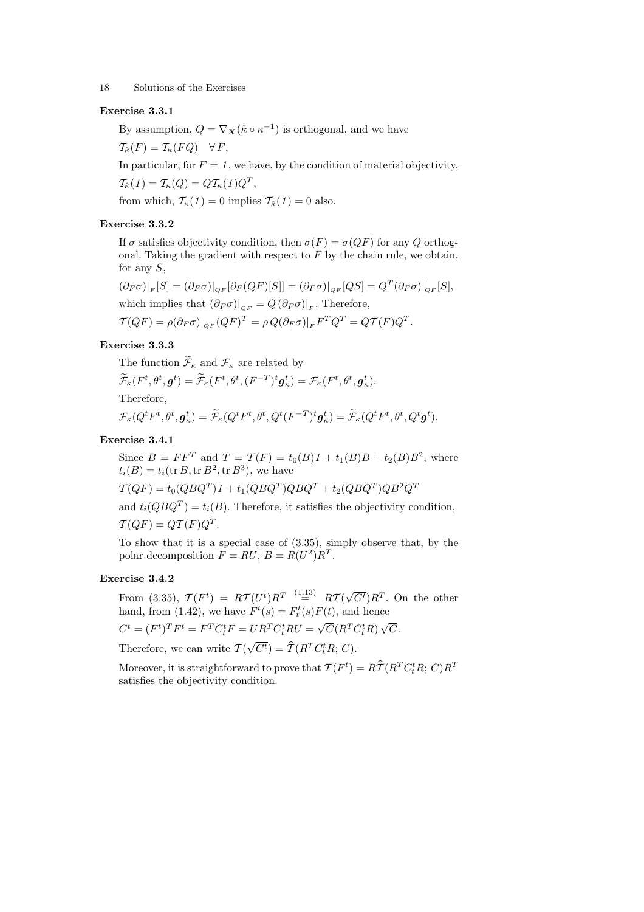### Exercise 3.3.1

By assumption, $Q = \nabla_{\boldsymbol{X}}(\hat{\kappa} \circ \kappa^{-1})$ is orthogonal, and we have

$\mathcal{T}_{\hat{\kappa}}(F) = \mathcal{T}_{\kappa}(FQ) \quad \forall\, F,$

In particular, for $F = \mathit{1}$, we have, by the condition of material objectivity,

$\mathcal{T}_{\hat{\kappa}}(\mathit{1}) = \mathcal{T}_{\kappa}(Q) = Q\mathcal{T}_{\kappa}(\mathit{1})Q^T,$

from which, $\mathcal{T}_{\kappa}(\mathit{1}) = 0$ implies $\mathcal{T}_{\hat{\kappa}}(\mathit{1}) = 0$ also.

### Exercise 3.3.2

If $\sigma$ satisfies objectivity condition, then $\sigma(F) = \sigma(QF)$ for any $Q$ orthogonal. Taking the gradient with respect to $F$ by the chain rule, we obtain, for any $S$,

$(\partial_F \sigma)|_F[S] = (\partial_F \sigma)|_{QF}[\partial_F(QF)[S]] = (\partial_F \sigma)|_{QF}[QS] = Q^T(\partial_F \sigma)|_{QF}[S],$

which implies that $(\partial_F \sigma)|_{QF} = Q\,(\partial_F \sigma)|_F$. Therefore,

$\mathcal{T}(QF) = \rho(\partial_F \sigma)|_{QF}(QF)^T = \rho\, Q(\partial_F \sigma)|_F F^T Q^T = Q\mathcal{T}(F)Q^T.$

### Exercise 3.3.3

The function $\widetilde{\mathcal{F}}_{\kappa}$ and $\mathcal{F}_{\kappa}$ are related by

$\widetilde{\mathcal{F}}_{\kappa}(F^t, \theta^t, \boldsymbol{g}^t) = \widetilde{\mathcal{F}}_{\kappa}(F^t, \theta^t, (F^{-T})^t \boldsymbol{g}^t_{\kappa}) = \mathcal{F}_{\kappa}(F^t, \theta^t, \boldsymbol{g}^t_{\kappa}).$

Therefore,

$\mathcal{F}_{\kappa}(Q^t F^t, \theta^t, \boldsymbol{g}^t_{\kappa}) = \widetilde{\mathcal{F}}_{\kappa}(Q^t F^t, \theta^t, Q^t (F^{-T})^t \boldsymbol{g}^t_{\kappa}) = \widetilde{\mathcal{F}}_{\kappa}(Q^t F^t, \theta^t, Q^t \boldsymbol{g}^t).$

### Exercise 3.4.1

Since $B = FF^T$ and $T = \mathcal{T}(F) = t_0(B)\mathit{1} + t_1(B)B + t_2(B)B^2$, where $t_i(B) = t_i(\operatorname{tr} B, \operatorname{tr} B^2, \operatorname{tr} B^3)$, we have

$\mathcal{T}(QF) = t_0(QBQ^T)\mathit{1} + t_1(QBQ^T)QBQ^T + t_2(QBQ^T)QB^2Q^T$

and $t_i(QBQ^T) = t_i(B)$. Therefore, it satisfies the objectivity condition,

$\mathcal{T}(QF) = Q\mathcal{T}(F)Q^T.$

To show that it is a special case of (3.35), simply observe that, by the polar decomposition $F = RU$, $B = R(U^2)R^T$.

### Exercise 3.4.2

From (3.35), $\mathcal{T}(F^t) = R\mathcal{T}(U^t)R^T \overset{(1.13)}{=} R\mathcal{T}(\sqrt{C^t})R^T$. On the other hand, from (1.42), we have $F^t(s) = F^t_t(s)F(t)$, and hence

$C^t = (F^t)^T F^t = F^T C^t_t F = UR^T C^t_t RU = \sqrt{C}(R^T C^t_t R)\sqrt{C}.$

Therefore, we can write $\mathcal{T}(\sqrt{C^t}) = \widehat{\mathcal{T}}(R^T C^t_t R;\, C)$.

Moreover, it is straightforward to prove that $\mathcal{T}(F^t) = R\widehat{\mathcal{T}}(R^T C^t_t R;\, C)R^T$ satisfies the objectivity condition.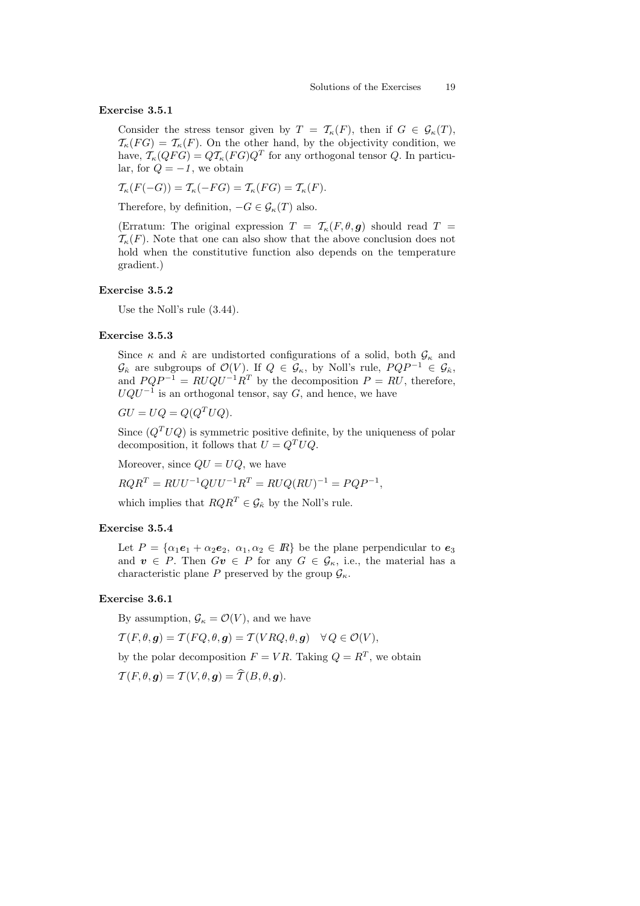### Exercise 3.5.1

Consider the stress tensor given by $T = \mathcal{T}_\kappa(F)$, then if $G \in \mathcal{G}_\kappa(T)$, $\mathcal{T}_\kappa(FG) = \mathcal{T}_\kappa(F)$. On the other hand, by the objectivity condition, we have, $\mathcal{T}_\kappa(QFG) = Q\mathcal{T}_\kappa(FG)Q^T$ for any orthogonal tensor $Q$. In particular, for $Q = -\mathit{1}$, we obtain

$$\mathcal{T}_\kappa(F(-G)) = \mathcal{T}_\kappa(-FG) = \mathcal{T}_\kappa(FG) = \mathcal{T}_\kappa(F).$$

Therefore, by definition, $-G \in \mathcal{G}_\kappa(T)$ also.

(Erratum: The original expression $T = \mathcal{T}_\kappa(F, \theta, \boldsymbol{g})$ should read $T = \mathcal{T}_\kappa(F)$. Note that one can also show that the above conclusion does not hold when the constitutive function also depends on the temperature gradient.)

### Exercise 3.5.2

Use the Noll's rule (3.44).

### Exercise 3.5.3

Since $\kappa$ and $\hat{\kappa}$ are undistorted configurations of a solid, both $\mathcal{G}_\kappa$ and $\mathcal{G}_{\hat{\kappa}}$ are subgroups of $\mathcal{O}(V)$. If $Q \in \mathcal{G}_\kappa$, by Noll's rule, $PQP^{-1} \in \mathcal{G}_{\hat{\kappa}}$, and $PQP^{-1} = RUQU^{-1}R^T$ by the decomposition $P = RU$, therefore, $UQU^{-1}$ is an orthogonal tensor, say $G$, and hence, we have

$$GU = UQ = Q(Q^TUQ).$$

Since $(Q^TUQ)$ is symmetric positive definite, by the uniqueness of polar decomposition, it follows that $U = Q^TUQ$.

Moreover, since $QU = UQ$, we have

$$RQR^T = RUU^{-1}QUU^{-1}R^T = RUQ(RU)^{-1} = PQP^{-1},$$

which implies that $RQR^T \in \mathcal{G}_{\hat{\kappa}}$ by the Noll's rule.

### Exercise 3.5.4

Let $P = \{\alpha_1 \boldsymbol{e}_1 + \alpha_2 \boldsymbol{e}_2,\ \alpha_1, \alpha_2 \in I\!R\}$ be the plane perpendicular to $\boldsymbol{e}_3$ and $\boldsymbol{v} \in P$. Then $G\boldsymbol{v} \in P$ for any $G \in \mathcal{G}_\kappa$, i.e., the material has a characteristic plane $P$ preserved by the group $\mathcal{G}_\kappa$.

### Exercise 3.6.1

By assumption, $\mathcal{G}_\kappa = \mathcal{O}(V)$, and we have

$$\mathcal{T}(F, \theta, \boldsymbol{g}) = \mathcal{T}(FQ, \theta, \boldsymbol{g}) = \mathcal{T}(VRQ, \theta, \boldsymbol{g}) \quad \forall\, Q \in \mathcal{O}(V),$$

by the polar decomposition $F = VR$. Taking $Q = R^T$, we obtain

$$\mathcal{T}(F, \theta, \boldsymbol{g}) = \mathcal{T}(V, \theta, \boldsymbol{g}) = \widehat{\mathcal{T}}(B, \theta, \boldsymbol{g}).$$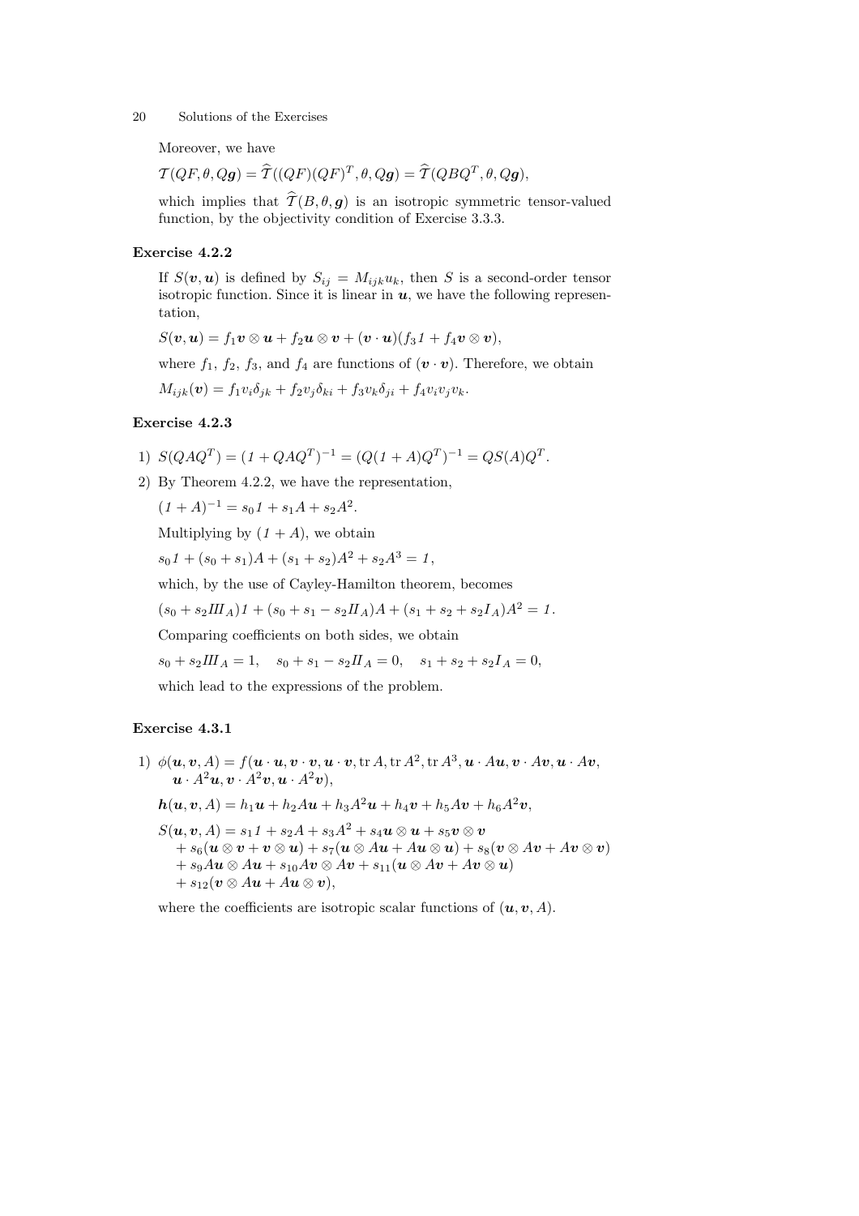Moreover, we have

$$\mathcal{T}(QF, \theta, Q\boldsymbol{g}) = \widehat{\mathcal{T}}((QF)(QF)^T, \theta, Q\boldsymbol{g}) = \widehat{\mathcal{T}}(QBQ^T, \theta, Q\boldsymbol{g}),$$

which implies that $\widehat{\mathcal{T}}(B, \theta, \boldsymbol{g})$ is an isotropic symmetric tensor-valued function, by the objectivity condition of Exercise 3.3.3.

### Exercise 4.2.2

If $S(\boldsymbol{v}, \boldsymbol{u})$ is defined by $S_{ij} = M_{ijk}u_k$, then $S$ is a second-order tensor isotropic function. Since it is linear in $\boldsymbol{u}$, we have the following representation,

$$S(\boldsymbol{v}, \boldsymbol{u}) = f_1 \boldsymbol{v} \otimes \boldsymbol{u} + f_2 \boldsymbol{u} \otimes \boldsymbol{v} + (\boldsymbol{v} \cdot \boldsymbol{u})(f_3 \mathit{1} + f_4 \boldsymbol{v} \otimes \boldsymbol{v}),$$

where $f_1$, $f_2$, $f_3$, and $f_4$ are functions of $(\boldsymbol{v} \cdot \boldsymbol{v})$. Therefore, we obtain

$$M_{ijk}(\boldsymbol{v}) = f_1 v_i \delta_{jk} + f_2 v_j \delta_{ki} + f_3 v_k \delta_{ji} + f_4 v_i v_j v_k.$$

### Exercise 4.2.3

1) $S(QAQ^T) = (\mathit{1} + QAQ^T)^{-1} = (Q(\mathit{1} + A)Q^T)^{-1} = QS(A)Q^T$.

2) By Theorem 4.2.2, we have the representation,

   $$(\mathit{1} + A)^{-1} = s_0 \mathit{1} + s_1 A + s_2 A^2.$$

   Multiplying by $(\mathit{1} + A)$, we obtain

   $$s_0 \mathit{1} + (s_0 + s_1)A + (s_1 + s_2)A^2 + s_2 A^3 = \mathit{1},$$

   which, by the use of Cayley-Hamilton theorem, becomes

   $$(s_0 + s_2 \mathit{III}_A)\mathit{1} + (s_0 + s_1 - s_2 \mathit{II}_A)A + (s_1 + s_2 + s_2 \mathit{I}_A)A^2 = \mathit{1}.$$

   Comparing coefficients on both sides, we obtain

   $$s_0 + s_2 \mathit{III}_A = 1, \quad s_0 + s_1 - s_2 \mathit{II}_A = 0, \quad s_1 + s_2 + s_2 \mathit{I}_A = 0,$$

   which lead to the expressions of the problem.

### Exercise 4.3.1

1) $\phi(\boldsymbol{u}, \boldsymbol{v}, A) = f(\boldsymbol{u} \cdot \boldsymbol{u}, \boldsymbol{v} \cdot \boldsymbol{v}, \boldsymbol{u} \cdot \boldsymbol{v}, \operatorname{tr} A, \operatorname{tr} A^2, \operatorname{tr} A^3, \boldsymbol{u} \cdot A\boldsymbol{u}, \boldsymbol{v} \cdot A\boldsymbol{v}, \boldsymbol{u} \cdot A\boldsymbol{v}, \boldsymbol{u} \cdot A^2\boldsymbol{u}, \boldsymbol{v} \cdot A^2\boldsymbol{v}, \boldsymbol{u} \cdot A^2\boldsymbol{v})$,

   $$\boldsymbol{h}(\boldsymbol{u}, \boldsymbol{v}, A) = h_1 \boldsymbol{u} + h_2 A\boldsymbol{u} + h_3 A^2\boldsymbol{u} + h_4 \boldsymbol{v} + h_5 A\boldsymbol{v} + h_6 A^2\boldsymbol{v},$$

   $$\begin{aligned} S(\boldsymbol{u}, \boldsymbol{v}, A) = {} & s_1 \mathit{1} + s_2 A + s_3 A^2 + s_4 \boldsymbol{u} \otimes \boldsymbol{u} + s_5 \boldsymbol{v} \otimes \boldsymbol{v} \\ & + s_6(\boldsymbol{u} \otimes \boldsymbol{v} + \boldsymbol{v} \otimes \boldsymbol{u}) + s_7(\boldsymbol{u} \otimes A\boldsymbol{u} + A\boldsymbol{u} \otimes \boldsymbol{u}) + s_8(\boldsymbol{v} \otimes A\boldsymbol{v} + A\boldsymbol{v} \otimes \boldsymbol{v}) \\ & + s_9 A\boldsymbol{u} \otimes A\boldsymbol{u} + s_{10} A\boldsymbol{v} \otimes A\boldsymbol{v} + s_{11}(\boldsymbol{u} \otimes A\boldsymbol{v} + A\boldsymbol{v} \otimes \boldsymbol{u}) \\ & + s_{12}(\boldsymbol{v} \otimes A\boldsymbol{u} + A\boldsymbol{u} \otimes \boldsymbol{v}), \end{aligned}$$

   where the coefficients are isotropic scalar functions of $(\boldsymbol{u}, \boldsymbol{v}, A)$.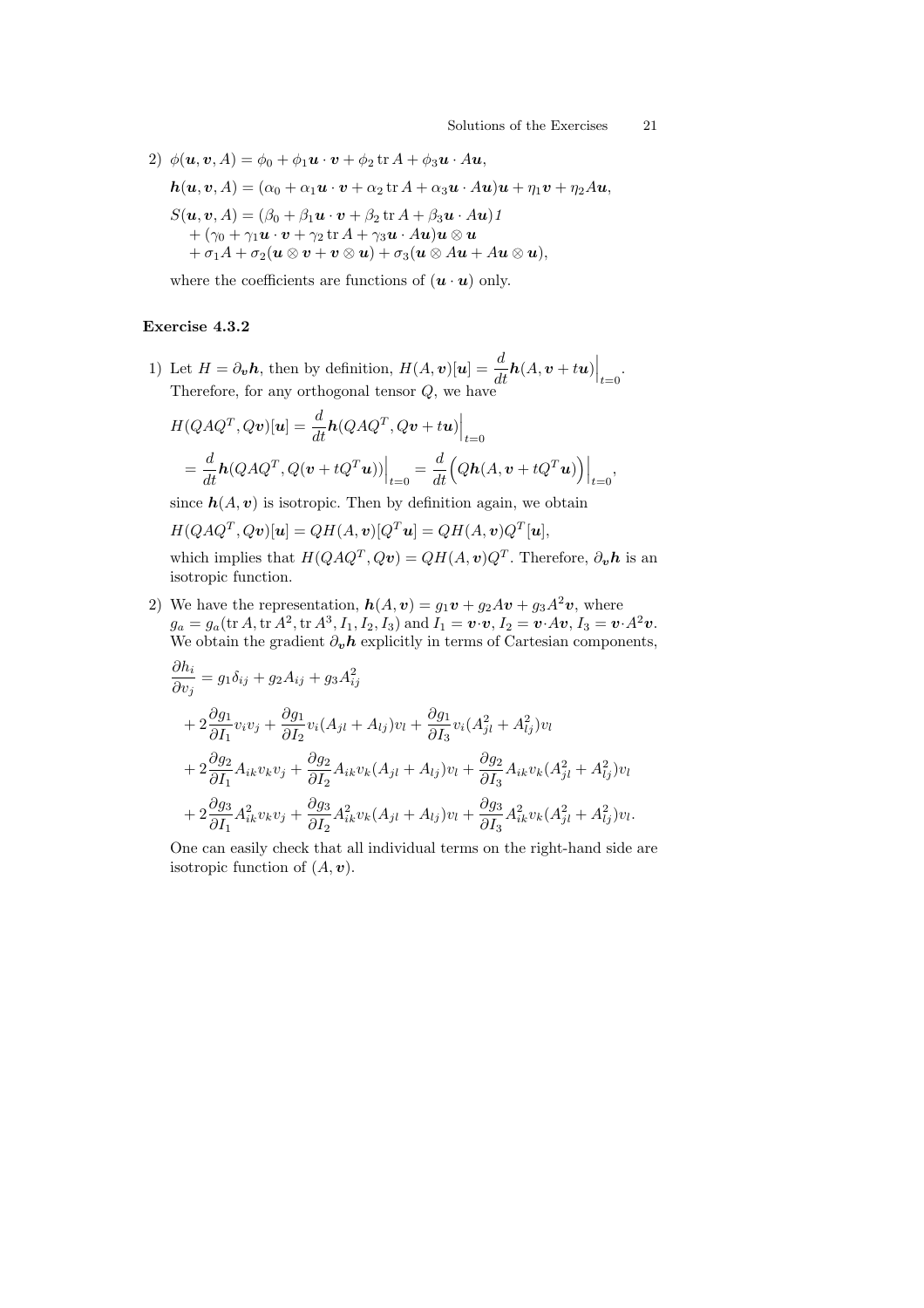2) $\phi(\boldsymbol{u}, \boldsymbol{v}, A) = \phi_0 + \phi_1 \boldsymbol{u} \cdot \boldsymbol{v} + \phi_2 \operatorname{tr} A + \phi_3 \boldsymbol{u} \cdot A\boldsymbol{u}$,

$$\boldsymbol{h}(\boldsymbol{u}, \boldsymbol{v}, A) = (\alpha_0 + \alpha_1 \boldsymbol{u} \cdot \boldsymbol{v} + \alpha_2 \operatorname{tr} A + \alpha_3 \boldsymbol{u} \cdot A\boldsymbol{u})\boldsymbol{u} + \eta_1 \boldsymbol{v} + \eta_2 A\boldsymbol{u},$$

$$\begin{aligned} S(\boldsymbol{u}, \boldsymbol{v}, A) &= (\beta_0 + \beta_1 \boldsymbol{u} \cdot \boldsymbol{v} + \beta_2 \operatorname{tr} A + \beta_3 \boldsymbol{u} \cdot A\boldsymbol{u})\mathit{1} \\ &+ (\gamma_0 + \gamma_1 \boldsymbol{u} \cdot \boldsymbol{v} + \gamma_2 \operatorname{tr} A + \gamma_3 \boldsymbol{u} \cdot A\boldsymbol{u})\boldsymbol{u} \otimes \boldsymbol{u} \\ &+ \sigma_1 A + \sigma_2(\boldsymbol{u} \otimes \boldsymbol{v} + \boldsymbol{v} \otimes \boldsymbol{u}) + \sigma_3(\boldsymbol{u} \otimes A\boldsymbol{u} + A\boldsymbol{u} \otimes \boldsymbol{u}), \end{aligned}$$

where the coefficients are functions of $(\boldsymbol{u} \cdot \boldsymbol{u})$ only.

### Exercise 4.3.2

1) Let $H = \partial_{\boldsymbol{v}} \boldsymbol{h}$, then by definition, $H(A, \boldsymbol{v})[\boldsymbol{u}] = \dfrac{d}{dt}\boldsymbol{h}(A, \boldsymbol{v} + t\boldsymbol{u})\Big|_{t=0}$. Therefore, for any orthogonal tensor $Q$, we have

$$\begin{aligned} H(QAQ^T, Q\boldsymbol{v})[\boldsymbol{u}] &= \frac{d}{dt}\boldsymbol{h}(QAQ^T, Q\boldsymbol{v} + t\boldsymbol{u})\Big|_{t=0} \\ &= \frac{d}{dt}\boldsymbol{h}(QAQ^T, Q(\boldsymbol{v} + tQ^T\boldsymbol{u}))\Big|_{t=0} = \frac{d}{dt}\Big(Q\boldsymbol{h}(A, \boldsymbol{v} + tQ^T\boldsymbol{u})\Big)\Big|_{t=0}, \end{aligned}$$

since $\boldsymbol{h}(A, \boldsymbol{v})$ is isotropic. Then by definition again, we obtain

$$H(QAQ^T, Q\boldsymbol{v})[\boldsymbol{u}] = QH(A, \boldsymbol{v})[Q^T\boldsymbol{u}] = QH(A, \boldsymbol{v})Q^T[\boldsymbol{u}],$$

which implies that $H(QAQ^T, Q\boldsymbol{v}) = QH(A, \boldsymbol{v})Q^T$. Therefore, $\partial_{\boldsymbol{v}} \boldsymbol{h}$ is an isotropic function.

2) We have the representation, $\boldsymbol{h}(A, \boldsymbol{v}) = g_1 \boldsymbol{v} + g_2 A\boldsymbol{v} + g_3 A^2 \boldsymbol{v}$, where $g_a = g_a(\operatorname{tr} A, \operatorname{tr} A^2, \operatorname{tr} A^3, I_1, I_2, I_3)$ and $I_1 = \boldsymbol{v} \cdot \boldsymbol{v}$, $I_2 = \boldsymbol{v} \cdot A\boldsymbol{v}$, $I_3 = \boldsymbol{v} \cdot A^2 \boldsymbol{v}$. We obtain the gradient $\partial_{\boldsymbol{v}} \boldsymbol{h}$ explicitly in terms of Cartesian components,

$$\begin{aligned} \frac{\partial h_i}{\partial v_j} &= g_1 \delta_{ij} + g_2 A_{ij} + g_3 A^2_{ij} \\ &+ 2\frac{\partial g_1}{\partial I_1} v_i v_j + \frac{\partial g_1}{\partial I_2} v_i (A_{jl} + A_{lj}) v_l + \frac{\partial g_1}{\partial I_3} v_i (A^2_{jl} + A^2_{lj}) v_l \\ &+ 2\frac{\partial g_2}{\partial I_1} A_{ik} v_k v_j + \frac{\partial g_2}{\partial I_2} A_{ik} v_k (A_{jl} + A_{lj}) v_l + \frac{\partial g_2}{\partial I_3} A_{ik} v_k (A^2_{jl} + A^2_{lj}) v_l \\ &+ 2\frac{\partial g_3}{\partial I_1} A^2_{ik} v_k v_j + \frac{\partial g_3}{\partial I_2} A^2_{ik} v_k (A_{jl} + A_{lj}) v_l + \frac{\partial g_3}{\partial I_3} A^2_{ik} v_k (A^2_{jl} + A^2_{lj}) v_l. \end{aligned}$$

One can easily check that all individual terms on the right-hand side are isotropic function of $(A, \boldsymbol{v})$.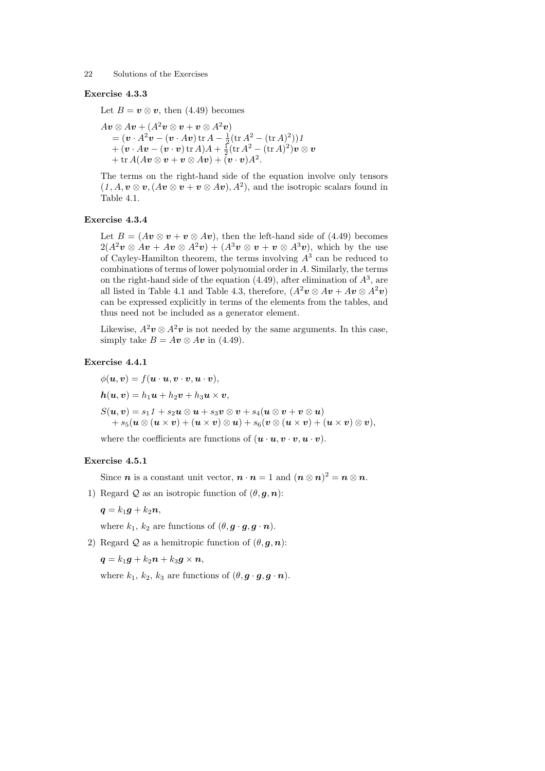### Exercise 4.3.3

Let $B = \boldsymbol{v} \otimes \boldsymbol{v}$, then (4.49) becomes

$$
\begin{aligned}
&A\boldsymbol{v} \otimes A\boldsymbol{v} + (A^2\boldsymbol{v} \otimes \boldsymbol{v} + \boldsymbol{v} \otimes A^2\boldsymbol{v}) \\
&\quad = (\boldsymbol{v} \cdot A^2\boldsymbol{v} - (\boldsymbol{v} \cdot A\boldsymbol{v}) \operatorname{tr} A - \tfrac{1}{2}(\operatorname{tr} A^2 - (\operatorname{tr} A)^2))\mathit{1} \\
&\quad + (\boldsymbol{v} \cdot A\boldsymbol{v} - (\boldsymbol{v} \cdot \boldsymbol{v}) \operatorname{tr} A)A + \tfrac{1}{2}(\operatorname{tr} A^2 - (\operatorname{tr} A)^2)\boldsymbol{v} \otimes \boldsymbol{v} \\
&\quad + \operatorname{tr} A(A\boldsymbol{v} \otimes \boldsymbol{v} + \boldsymbol{v} \otimes A\boldsymbol{v}) + (\boldsymbol{v} \cdot \boldsymbol{v})A^2.
\end{aligned}
$$

The terms on the right-hand side of the equation involve only tensors $(\mathit{1}, A, \boldsymbol{v} \otimes \boldsymbol{v}, (A\boldsymbol{v} \otimes \boldsymbol{v} + \boldsymbol{v} \otimes A\boldsymbol{v}), A^2)$, and the isotropic scalars found in Table 4.1.

### Exercise 4.3.4

Let $B = (A\boldsymbol{v} \otimes \boldsymbol{v} + \boldsymbol{v} \otimes A\boldsymbol{v})$, then the left-hand side of (4.49) becomes $2(A^2\boldsymbol{v} \otimes A\boldsymbol{v} + A\boldsymbol{v} \otimes A^2\boldsymbol{v}) + (A^3\boldsymbol{v} \otimes \boldsymbol{v} + \boldsymbol{v} \otimes A^3\boldsymbol{v})$, which by the use of Cayley-Hamilton theorem, the terms involving $A^3$ can be reduced to combinations of terms of lower polynomial order in $A$. Similarly, the terms on the right-hand side of the equation (4.49), after elimination of $A^3$, are all listed in Table 4.1 and Table 4.3, therefore, $(A^2\boldsymbol{v} \otimes A\boldsymbol{v} + A\boldsymbol{v} \otimes A^2\boldsymbol{v})$ can be expressed explicitly in terms of the elements from the tables, and thus need not be included as a generator element.

Likewise, $A^2\boldsymbol{v} \otimes A^2\boldsymbol{v}$ is not needed by the same arguments. In this case, simply take $B = A\boldsymbol{v} \otimes A\boldsymbol{v}$ in (4.49).

### Exercise 4.4.1

$$\phi(\boldsymbol{u}, \boldsymbol{v}) = f(\boldsymbol{u} \cdot \boldsymbol{u}, \boldsymbol{v} \cdot \boldsymbol{v}, \boldsymbol{u} \cdot \boldsymbol{v}),$$

$$\boldsymbol{h}(\boldsymbol{u}, \boldsymbol{v}) = h_1\boldsymbol{u} + h_2\boldsymbol{v} + h_3\boldsymbol{u} \times \boldsymbol{v},$$

$$
\begin{aligned}
S(\boldsymbol{u}, \boldsymbol{v}) &= s_1\mathit{1} + s_2\boldsymbol{u} \otimes \boldsymbol{u} + s_3\boldsymbol{v} \otimes \boldsymbol{v} + s_4(\boldsymbol{u} \otimes \boldsymbol{v} + \boldsymbol{v} \otimes \boldsymbol{u}) \\
&\quad + s_5(\boldsymbol{u} \otimes (\boldsymbol{u} \times \boldsymbol{v}) + (\boldsymbol{u} \times \boldsymbol{v}) \otimes \boldsymbol{u}) + s_6(\boldsymbol{v} \otimes (\boldsymbol{u} \times \boldsymbol{v}) + (\boldsymbol{u} \times \boldsymbol{v}) \otimes \boldsymbol{v}),
\end{aligned}
$$

where the coefficients are functions of $(\boldsymbol{u} \cdot \boldsymbol{u}, \boldsymbol{v} \cdot \boldsymbol{v}, \boldsymbol{u} \cdot \boldsymbol{v})$.

### Exercise 4.5.1

Since $\boldsymbol{n}$ is a constant unit vector, $\boldsymbol{n} \cdot \boldsymbol{n} = 1$ and $(\boldsymbol{n} \otimes \boldsymbol{n})^2 = \boldsymbol{n} \otimes \boldsymbol{n}$.

1) Regard $\mathcal{Q}$ as an isotropic function of $(\theta, \boldsymbol{g}, \boldsymbol{n})$:

   $$\boldsymbol{q} = k_1\boldsymbol{g} + k_2\boldsymbol{n},$$

   where $k_1$, $k_2$ are functions of $(\theta, \boldsymbol{g} \cdot \boldsymbol{g}, \boldsymbol{g} \cdot \boldsymbol{n})$.

2) Regard $\mathcal{Q}$ as a hemitropic function of $(\theta, \boldsymbol{g}, \boldsymbol{n})$:

   $$\boldsymbol{q} = k_1\boldsymbol{g} + k_2\boldsymbol{n} + k_3\boldsymbol{g} \times \boldsymbol{n},$$

   where $k_1$, $k_2$, $k_3$ are functions of $(\theta, \boldsymbol{g} \cdot \boldsymbol{g}, \boldsymbol{g} \cdot \boldsymbol{n})$.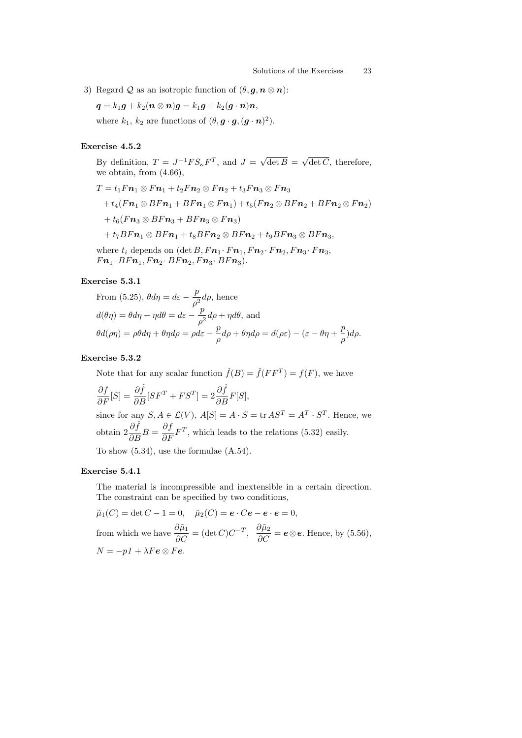3) Regard $\mathcal{Q}$ as an isotropic function of $(\theta, \boldsymbol{g}, \boldsymbol{n}\otimes\boldsymbol{n})$:

$$\boldsymbol{q} = k_1\boldsymbol{g} + k_2(\boldsymbol{n}\otimes\boldsymbol{n})\boldsymbol{g} = k_1\boldsymbol{g} + k_2(\boldsymbol{g}\cdot\boldsymbol{n})\boldsymbol{n},$$

where $k_1$, $k_2$ are functions of $(\theta, \boldsymbol{g}\cdot\boldsymbol{g}, (\boldsymbol{g}\cdot\boldsymbol{n})^2)$.

### Exercise 4.5.2

By definition, $T = J^{-1}FS_\kappa F^T$, and $J = \sqrt{\det B} = \sqrt{\det C}$, therefore, we obtain, from (4.66),

$$\begin{aligned}
T &= t_1 F\boldsymbol{n}_1\otimes F\boldsymbol{n}_1 + t_2 F\boldsymbol{n}_2\otimes F\boldsymbol{n}_2 + t_3 F\boldsymbol{n}_3\otimes F\boldsymbol{n}_3 \\
&\quad + t_4(F\boldsymbol{n}_1\otimes BF\boldsymbol{n}_1 + BF\boldsymbol{n}_1\otimes F\boldsymbol{n}_1) + t_5(F\boldsymbol{n}_2\otimes BF\boldsymbol{n}_2 + BF\boldsymbol{n}_2\otimes F\boldsymbol{n}_2) \\
&\quad + t_6(F\boldsymbol{n}_3\otimes BF\boldsymbol{n}_3 + BF\boldsymbol{n}_3\otimes F\boldsymbol{n}_3) \\
&\quad + t_7 BF\boldsymbol{n}_1\otimes BF\boldsymbol{n}_1 + t_8 BF\boldsymbol{n}_2\otimes BF\boldsymbol{n}_2 + t_9 BF\boldsymbol{n}_3\otimes BF\boldsymbol{n}_3,
\end{aligned}$$

where $t_i$ depends on $(\det B, F\boldsymbol{n}_1\cdot F\boldsymbol{n}_1, F\boldsymbol{n}_2\cdot F\boldsymbol{n}_2, F\boldsymbol{n}_3\cdot F\boldsymbol{n}_3, F\boldsymbol{n}_1\cdot BF\boldsymbol{n}_1, F\boldsymbol{n}_2\cdot BF\boldsymbol{n}_2, F\boldsymbol{n}_3\cdot BF\boldsymbol{n}_3)$.

### Exercise 5.3.1

From (5.25), $\theta d\eta = d\varepsilon - \dfrac{p}{\rho^2}d\rho$, hence

$d(\theta\eta) = \theta d\eta + \eta d\theta = d\varepsilon - \dfrac{p}{\rho^2}d\rho + \eta d\theta$, and

$$\theta d(\rho\eta) = \rho\theta d\eta + \theta\eta d\rho = \rho d\varepsilon - \frac{p}{\rho}d\rho + \theta\eta d\rho = d(\rho\varepsilon) - (\varepsilon - \theta\eta + \frac{p}{\rho})d\rho.$$

### Exercise 5.3.2

Note that for any scalar function $\hat{f}(B) = \hat{f}(FF^T) = f(F)$, we have

$$\frac{\partial f}{\partial F}[S] = \frac{\partial \hat{f}}{\partial B}[SF^T + FS^T] = 2\frac{\partial \hat{f}}{\partial B}F[S],$$

since for any $S, A \in \mathcal{L}(V)$, $A[S] = A\cdot S = \operatorname{tr} AS^T = A^T\cdot S^T$. Hence, we obtain $2\dfrac{\partial \hat{f}}{\partial B}B = \dfrac{\partial f}{\partial F}F^T$, which leads to the relations (5.32) easily.

To show (5.34), use the formulae (A.54).

### Exercise 5.4.1

The material is incompressible and inextensible in a certain direction. The constraint can be specified by two conditions,

$$\tilde{\mu}_1(C) = \det C - 1 = 0, \quad \tilde{\mu}_2(C) = \boldsymbol{e}\cdot C\boldsymbol{e} - \boldsymbol{e}\cdot\boldsymbol{e} = 0,$$

from which we have $\dfrac{\partial \tilde{\mu}_1}{\partial C} = (\det C)C^{-T}$, $\dfrac{\partial \tilde{\mu}_2}{\partial C} = \boldsymbol{e}\otimes\boldsymbol{e}$. Hence, by (5.56),

$N = -p1 + \lambda F\boldsymbol{e}\otimes F\boldsymbol{e}$.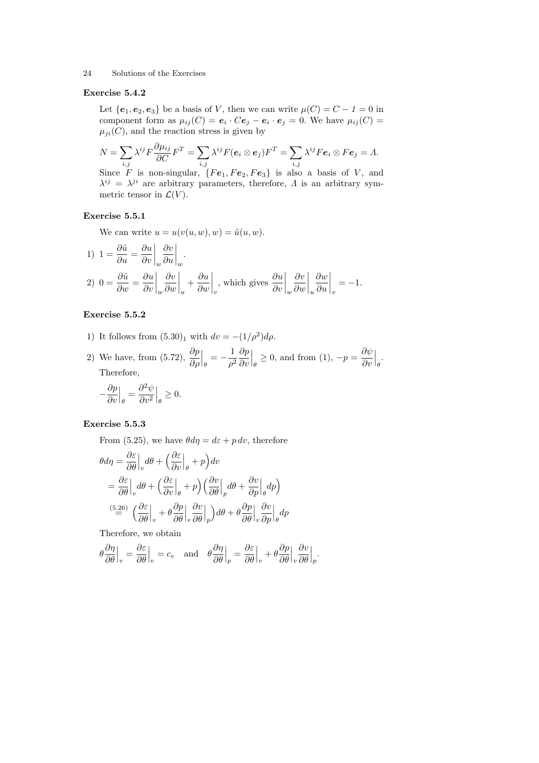### Exercise 5.4.2

Let $\{\boldsymbol{e}_1, \boldsymbol{e}_2, \boldsymbol{e}_3\}$ be a basis of $V$, then we can write $\mu(C) = C - \mathit{1} = 0$ in component form as $\mu_{ij}(C) = \boldsymbol{e}_i \cdot C\boldsymbol{e}_j - \boldsymbol{e}_i \cdot \boldsymbol{e}_j = 0$. We have $\mu_{ij}(C) = \mu_{ji}(C)$, and the reaction stress is given by

$$N = \sum_{i,j} \lambda^{ij} F \frac{\partial \mu_{ij}}{\partial C} F^T = \sum_{i,j} \lambda^{ij} F(\boldsymbol{e}_i \otimes \boldsymbol{e}_j) F^T = \sum_{i,j} \lambda^{ij} F\boldsymbol{e}_i \otimes F\boldsymbol{e}_j = \Lambda.$$

Since $F$ is non-singular, $\{F\boldsymbol{e}_1, F\boldsymbol{e}_2, F\boldsymbol{e}_3\}$ is also a basis of $V$, and $\lambda^{ij} = \lambda^{ji}$ are arbitrary parameters, therefore, $\Lambda$ is an arbitrary symmetric tensor in $\mathcal{L}(V)$.

### Exercise 5.5.1

We can write $u = u(v(u,w),w) = \tilde{u}(u,w)$.

1) $1 = \dfrac{\partial \tilde{u}}{\partial u} = \dfrac{\partial u}{\partial v}\Big|_w \dfrac{\partial v}{\partial u}\Big|_w.$

2) $0 = \dfrac{\partial \tilde{u}}{\partial w} = \dfrac{\partial u}{\partial v}\Big|_w \dfrac{\partial v}{\partial w}\Big|_u + \dfrac{\partial u}{\partial w}\Big|_v$, which gives $\dfrac{\partial u}{\partial v}\Big|_w \dfrac{\partial v}{\partial w}\Big|_u \dfrac{\partial w}{\partial u}\Big|_v = -1.$

### Exercise 5.5.2

1) It follows from $(5.30)_1$ with $dv = -(1/\rho^2)d\rho$.

2) We have, from (5.72), $\dfrac{\partial p}{\partial \rho}\Big|_\theta = -\dfrac{1}{\rho^2}\dfrac{\partial p}{\partial v}\Big|_\theta \geq 0$, and from (1), $-p = \dfrac{\partial \psi}{\partial v}\Big|_\theta$. Therefore,

$$-\frac{\partial p}{\partial v}\Big|_\theta = \frac{\partial^2 \psi}{\partial v^2}\Big|_\theta \geq 0.$$

### Exercise 5.5.3

From (5.25), we have $\theta d\eta = d\varepsilon + p\,dv$, therefore

$$\begin{aligned}
\theta d\eta &= \frac{\partial \varepsilon}{\partial \theta}\Big|_v d\theta + \Big(\frac{\partial \varepsilon}{\partial v}\Big|_\theta + p\Big) dv \\
&= \frac{\partial \varepsilon}{\partial \theta}\Big|_v d\theta + \Big(\frac{\partial \varepsilon}{\partial v}\Big|_\theta + p\Big)\Big(\frac{\partial v}{\partial \theta}\Big|_p d\theta + \frac{\partial v}{\partial p}\Big|_\theta dp\Big) \\
&\overset{(5.26)}{=} \Big(\frac{\partial \varepsilon}{\partial \theta}\Big|_v + \theta \frac{\partial p}{\partial \theta}\Big|_v \frac{\partial v}{\partial \theta}\Big|_p\Big) d\theta + \theta \frac{\partial p}{\partial \theta}\Big|_v \frac{\partial v}{\partial p}\Big|_\theta dp
\end{aligned}$$

Therefore, we obtain

$$\theta \frac{\partial \eta}{\partial \theta}\Big|_v = \frac{\partial \varepsilon}{\partial \theta}\Big|_v = c_v \quad \text{and} \quad \theta \frac{\partial \eta}{\partial \theta}\Big|_p = \frac{\partial \varepsilon}{\partial \theta}\Big|_v + \theta \frac{\partial p}{\partial \theta}\Big|_v \frac{\partial v}{\partial \theta}\Big|_p.$$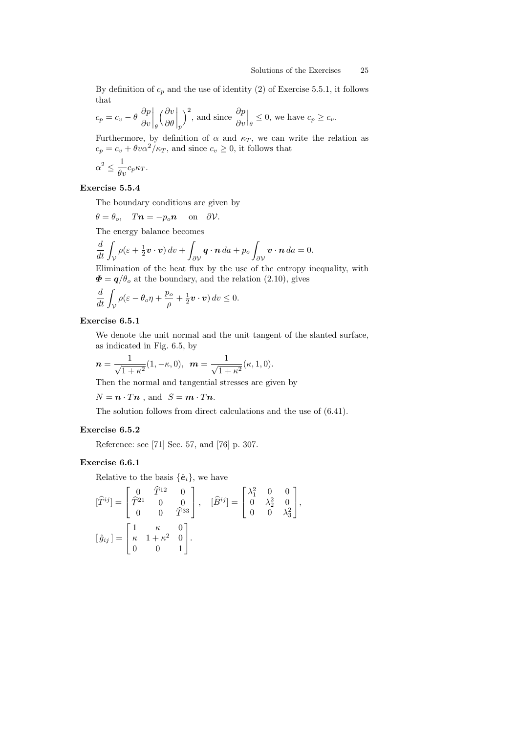By definition of $c_p$ and the use of identity (2) of Exercise 5.5.1, it follows that

$$c_p = c_v - \theta \, \frac{\partial p}{\partial v}\Big|_\theta \Big(\frac{\partial v}{\partial \theta}\Big|_p\Big)^2, \text{ and since } \frac{\partial p}{\partial v}\Big|_\theta \leq 0, \text{ we have } c_p \geq c_v.$$

Furthermore, by definition of $\alpha$ and $\kappa_T$, we can write the relation as $c_p = c_v + \theta v \alpha^2/\kappa_T$, and since $c_v \geq 0$, it follows that

$$\alpha^2 \leq \frac{1}{\theta v} c_p \kappa_T.$$

### Exercise 5.5.4

The boundary conditions are given by

$$\theta = \theta_o, \quad T\boldsymbol{n} = -p_o \boldsymbol{n} \quad \text{on} \quad \partial\mathcal{V}.$$

The energy balance becomes

$$\frac{d}{dt}\int_{\mathcal{V}} \rho(\varepsilon + \tfrac{1}{2}\boldsymbol{v}\cdot\boldsymbol{v})\,dv + \int_{\partial\mathcal{V}} \boldsymbol{q}\cdot\boldsymbol{n}\,da + p_o \int_{\partial\mathcal{V}} \boldsymbol{v}\cdot\boldsymbol{n}\,da = 0.$$

Elimination of the heat flux by the use of the entropy inequality, with $\boldsymbol{\Phi} = \boldsymbol{q}/\theta_o$ at the boundary, and the relation (2.10), gives

$$\frac{d}{dt}\int_{\mathcal{V}} \rho(\varepsilon - \theta_o \eta + \frac{p_o}{\rho} + \tfrac{1}{2}\boldsymbol{v}\cdot\boldsymbol{v})\,dv \leq 0.$$

### Exercise 6.5.1

We denote the unit normal and the unit tangent of the slanted surface, as indicated in Fig. 6.5, by

$$\boldsymbol{n} = \frac{1}{\sqrt{1+\kappa^2}}(1, -\kappa, 0), \quad \boldsymbol{m} = \frac{1}{\sqrt{1+\kappa^2}}(\kappa, 1, 0).$$

Then the normal and tangential stresses are given by

$$N = \boldsymbol{n}\cdot T\boldsymbol{n}\ , \text{ and } \ S = \boldsymbol{m}\cdot T\boldsymbol{n}.$$

The solution follows from direct calculations and the use of (6.41).

### Exercise 6.5.2

Reference: see [71] Sec. 57, and [76] p. 307.

### Exercise 6.6.1

Relative to the basis $\{\hat{\boldsymbol{e}}_i\}$, we have

$$[\widehat{T}^{ij}] = \begin{bmatrix} 0 & \widehat{T}^{12} & 0 \\ \widehat{T}^{21} & 0 & 0 \\ 0 & 0 & \widehat{T}^{33} \end{bmatrix}, \quad [\widehat{B}^{ij}] = \begin{bmatrix} \lambda_1^2 & 0 & 0 \\ 0 & \lambda_2^2 & 0 \\ 0 & 0 & \lambda_3^2 \end{bmatrix},$$

$$[\,\hat{g}_{ij}\,] = \begin{bmatrix} 1 & \kappa & 0 \\ \kappa & 1+\kappa^2 & 0 \\ 0 & 0 & 1 \end{bmatrix}.$$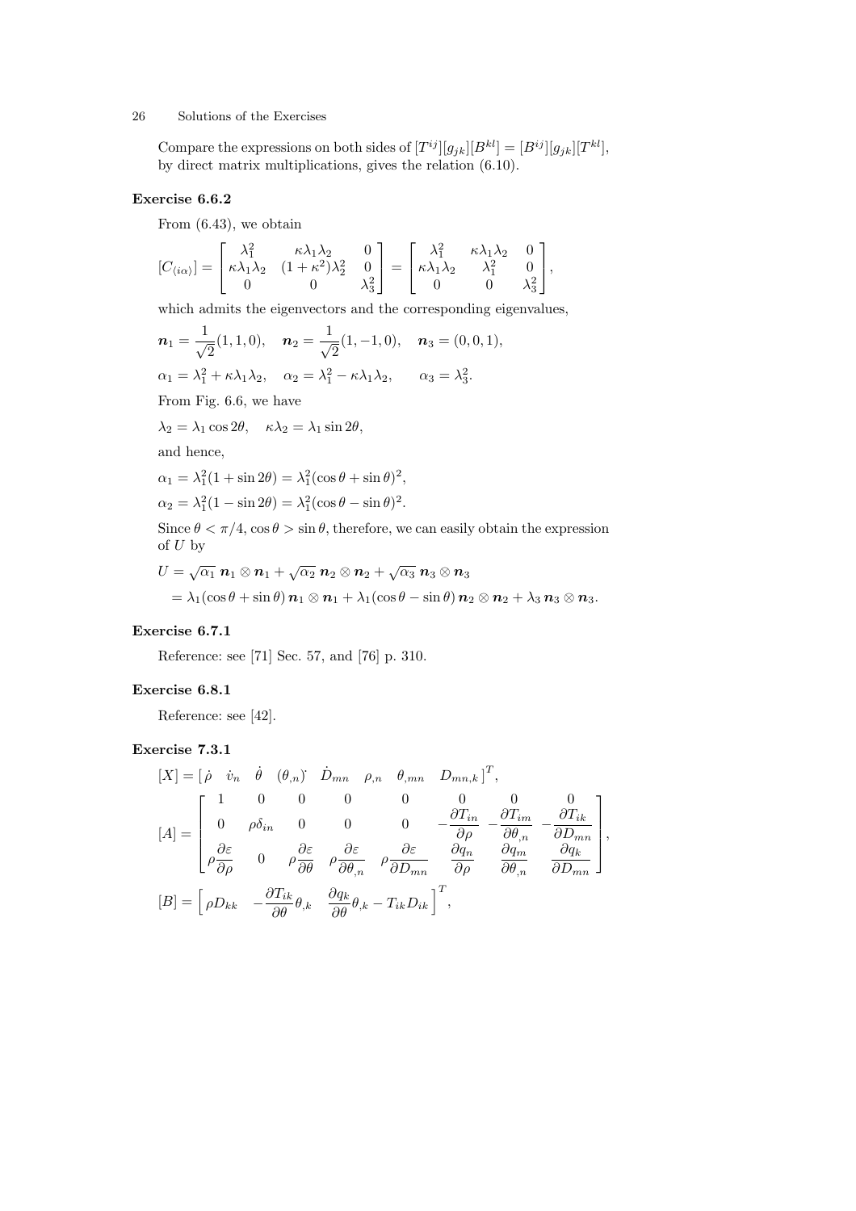Compare the expressions on both sides of $[T^{ij}][g_{jk}][B^{kl}] = [B^{ij}][g_{jk}][T^{kl}]$, by direct matrix multiplications, gives the relation (6.10).

### Exercise 6.6.2

From (6.43), we obtain

$$[C_{\langle i\alpha\rangle}] = \begin{bmatrix} \lambda_1^2 & \kappa\lambda_1\lambda_2 & 0 \\ \kappa\lambda_1\lambda_2 & (1+\kappa^2)\lambda_2^2 & 0 \\ 0 & 0 & \lambda_3^2 \end{bmatrix} = \begin{bmatrix} \lambda_1^2 & \kappa\lambda_1\lambda_2 & 0 \\ \kappa\lambda_1\lambda_2 & \lambda_1^2 & 0 \\ 0 & 0 & \lambda_3^2 \end{bmatrix},$$

which admits the eigenvectors and the corresponding eigenvalues,

$$\boldsymbol{n}_1 = \frac{1}{\sqrt{2}}(1,1,0), \quad \boldsymbol{n}_2 = \frac{1}{\sqrt{2}}(1,-1,0), \quad \boldsymbol{n}_3 = (0,0,1),$$

$$\alpha_1 = \lambda_1^2 + \kappa\lambda_1\lambda_2, \quad \alpha_2 = \lambda_1^2 - \kappa\lambda_1\lambda_2, \qquad \alpha_3 = \lambda_3^2.$$

From Fig. 6.6, we have

$$\lambda_2 = \lambda_1 \cos 2\theta, \quad \kappa\lambda_2 = \lambda_1 \sin 2\theta,$$

and hence,

$$\alpha_1 = \lambda_1^2(1 + \sin 2\theta) = \lambda_1^2(\cos\theta + \sin\theta)^2,$$

$$\alpha_2 = \lambda_1^2(1 - \sin 2\theta) = \lambda_1^2(\cos\theta - \sin\theta)^2.$$

Since $\theta < \pi/4$, $\cos\theta > \sin\theta$, therefore, we can easily obtain the expression of $U$ by

$$\begin{aligned} U &= \sqrt{\alpha_1}\, \boldsymbol{n}_1 \otimes \boldsymbol{n}_1 + \sqrt{\alpha_2}\, \boldsymbol{n}_2 \otimes \boldsymbol{n}_2 + \sqrt{\alpha_3}\, \boldsymbol{n}_3 \otimes \boldsymbol{n}_3 \\ &= \lambda_1(\cos\theta + \sin\theta)\, \boldsymbol{n}_1 \otimes \boldsymbol{n}_1 + \lambda_1(\cos\theta - \sin\theta)\, \boldsymbol{n}_2 \otimes \boldsymbol{n}_2 + \lambda_3\, \boldsymbol{n}_3 \otimes \boldsymbol{n}_3. \end{aligned}$$

### Exercise 6.7.1

Reference: see [71] Sec. 57, and [76] p. 310.

### Exercise 6.8.1

Reference: see [42].

### Exercise 7.3.1

$$[X] = [\,\dot\rho \quad \dot v_n \quad \dot\theta \quad (\theta_{,n})^{\cdot} \quad \dot D_{mn} \quad \rho_{,n} \quad \theta_{,mn} \quad D_{mn,k}\,]^T,$$

$$[A] = \begin{bmatrix} 1 & 0 & 0 & 0 & 0 & 0 & 0 & 0 \\ 0 & \rho\delta_{in} & 0 & 0 & 0 & -\dfrac{\partial T_{in}}{\partial\rho} & -\dfrac{\partial T_{im}}{\partial\theta_{,n}} & -\dfrac{\partial T_{ik}}{\partial D_{mn}} \\ \rho\dfrac{\partial\varepsilon}{\partial\rho} & 0 & \rho\dfrac{\partial\varepsilon}{\partial\theta} & \rho\dfrac{\partial\varepsilon}{\partial\theta_{,n}} & \rho\dfrac{\partial\varepsilon}{\partial D_{mn}} & \dfrac{\partial q_n}{\partial\rho} & \dfrac{\partial q_m}{\partial\theta_{,n}} & \dfrac{\partial q_k}{\partial D_{mn}} \end{bmatrix},$$

$$[B] = \left[\,\rho D_{kk} \quad -\frac{\partial T_{ik}}{\partial\theta}\theta_{,k} \quad \frac{\partial q_k}{\partial\theta}\theta_{,k} - T_{ik}D_{ik}\,\right]^T,$$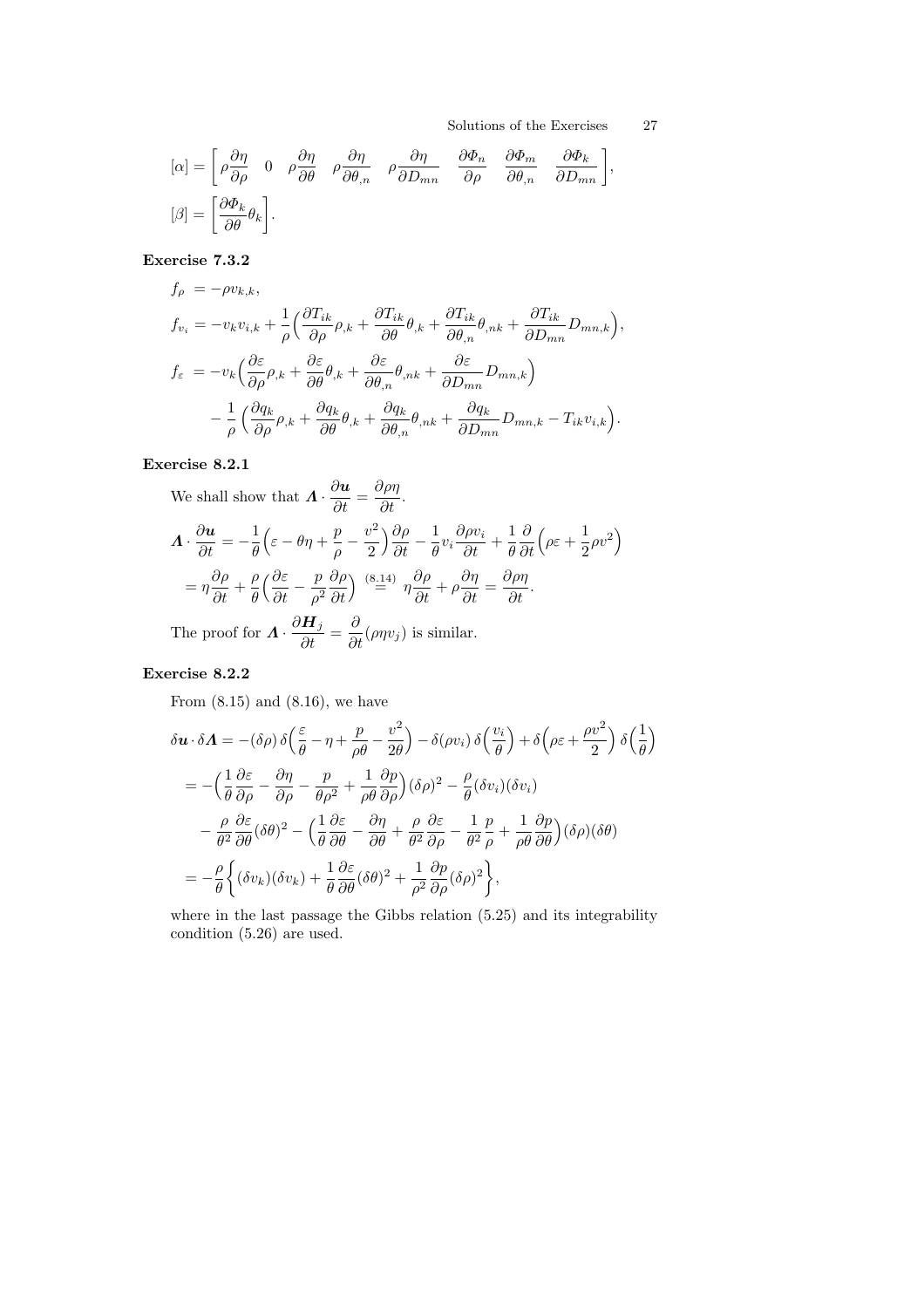$$[\alpha] = \left[ \rho\frac{\partial \eta}{\partial \rho} \quad 0 \quad \rho\frac{\partial \eta}{\partial \theta} \quad \rho\frac{\partial \eta}{\partial \theta_{,n}} \quad \rho\frac{\partial \eta}{\partial D_{mn}} \quad \frac{\partial \Phi_n}{\partial \rho} \quad \frac{\partial \Phi_m}{\partial \theta_{,n}} \quad \frac{\partial \Phi_k}{\partial D_{mn}} \right],$$

$$[\beta] = \left[ \frac{\partial \Phi_k}{\partial \theta}\theta_k \right].$$

**Exercise 7.3.2**

$$\begin{aligned}
f_\rho \; &= -\rho v_{k,k}, \\
f_{v_i} &= -v_k v_{i,k} + \frac{1}{\rho}\Big( \frac{\partial T_{ik}}{\partial \rho}\rho_{,k} + \frac{\partial T_{ik}}{\partial \theta}\theta_{,k} + \frac{\partial T_{ik}}{\partial \theta_{,n}}\theta_{,nk} + \frac{\partial T_{ik}}{\partial D_{mn}}D_{mn,k} \Big), \\
f_\varepsilon \; &= -v_k \Big( \frac{\partial \varepsilon}{\partial \rho}\rho_{,k} + \frac{\partial \varepsilon}{\partial \theta}\theta_{,k} + \frac{\partial \varepsilon}{\partial \theta_{,n}}\theta_{,nk} + \frac{\partial \varepsilon}{\partial D_{mn}}D_{mn,k} \Big) \\
&\quad - \frac{1}{\rho}\Big( \frac{\partial q_k}{\partial \rho}\rho_{,k} + \frac{\partial q_k}{\partial \theta}\theta_{,k} + \frac{\partial q_k}{\partial \theta_{,n}}\theta_{,nk} + \frac{\partial q_k}{\partial D_{mn}}D_{mn,k} - T_{ik}v_{i,k} \Big).
\end{aligned}$$

**Exercise 8.2.1**

We shall show that $\boldsymbol{\Lambda} \cdot \dfrac{\partial \boldsymbol{u}}{\partial t} = \dfrac{\partial \rho\eta}{\partial t}$.

$$\begin{aligned}
\boldsymbol{\Lambda} \cdot \frac{\partial \boldsymbol{u}}{\partial t} &= -\frac{1}{\theta}\Big( \varepsilon - \theta\eta + \frac{p}{\rho} - \frac{v^2}{2} \Big)\frac{\partial \rho}{\partial t} - \frac{1}{\theta}v_i\frac{\partial \rho v_i}{\partial t} + \frac{1}{\theta}\frac{\partial}{\partial t}\Big( \rho\varepsilon + \frac{1}{2}\rho v^2 \Big) \\
&= \eta\frac{\partial \rho}{\partial t} + \frac{\rho}{\theta}\Big( \frac{\partial \varepsilon}{\partial t} - \frac{p}{\rho^2}\frac{\partial \rho}{\partial t} \Big) \overset{(8.14)}{=} \eta\frac{\partial \rho}{\partial t} + \rho\frac{\partial \eta}{\partial t} = \frac{\partial \rho\eta}{\partial t}.
\end{aligned}$$

The proof for $\boldsymbol{\Lambda} \cdot \dfrac{\partial \boldsymbol{H}_j}{\partial t} = \dfrac{\partial}{\partial t}(\rho\eta v_j)$ is similar.

**Exercise 8.2.2**

From (8.15) and (8.16), we have

$$\begin{aligned}
\delta\boldsymbol{u} \cdot \delta\boldsymbol{\Lambda} &= -(\delta\rho)\,\delta\Big( \frac{\varepsilon}{\theta} - \eta + \frac{p}{\rho\theta} - \frac{v^2}{2\theta} \Big) - \delta(\rho v_i)\,\delta\Big( \frac{v_i}{\theta} \Big) + \delta\Big( \rho\varepsilon + \frac{\rho v^2}{2} \Big)\,\delta\Big( \frac{1}{\theta} \Big) \\
&= -\Big( \frac{1}{\theta}\frac{\partial \varepsilon}{\partial \rho} - \frac{\partial \eta}{\partial \rho} - \frac{p}{\theta\rho^2} + \frac{1}{\rho\theta}\frac{\partial p}{\partial \rho} \Big)(\delta\rho)^2 - \frac{\rho}{\theta}(\delta v_i)(\delta v_i) \\
&\quad - \frac{\rho}{\theta^2}\frac{\partial \varepsilon}{\partial \theta}(\delta\theta)^2 - \Big( \frac{1}{\theta}\frac{\partial \varepsilon}{\partial \theta} - \frac{\partial \eta}{\partial \theta} + \frac{\rho}{\theta^2}\frac{\partial \varepsilon}{\partial \rho} - \frac{1}{\theta^2}\frac{p}{\rho} + \frac{1}{\rho\theta}\frac{\partial p}{\partial \theta} \Big)(\delta\rho)(\delta\theta) \\
&= -\frac{\rho}{\theta}\Big\{ (\delta v_k)(\delta v_k) + \frac{1}{\theta}\frac{\partial \varepsilon}{\partial \theta}(\delta\theta)^2 + \frac{1}{\rho^2}\frac{\partial p}{\partial \rho}(\delta\rho)^2 \Big\},
\end{aligned}$$

where in the last passage the Gibbs relation (5.25) and its integrability condition (5.26) are used.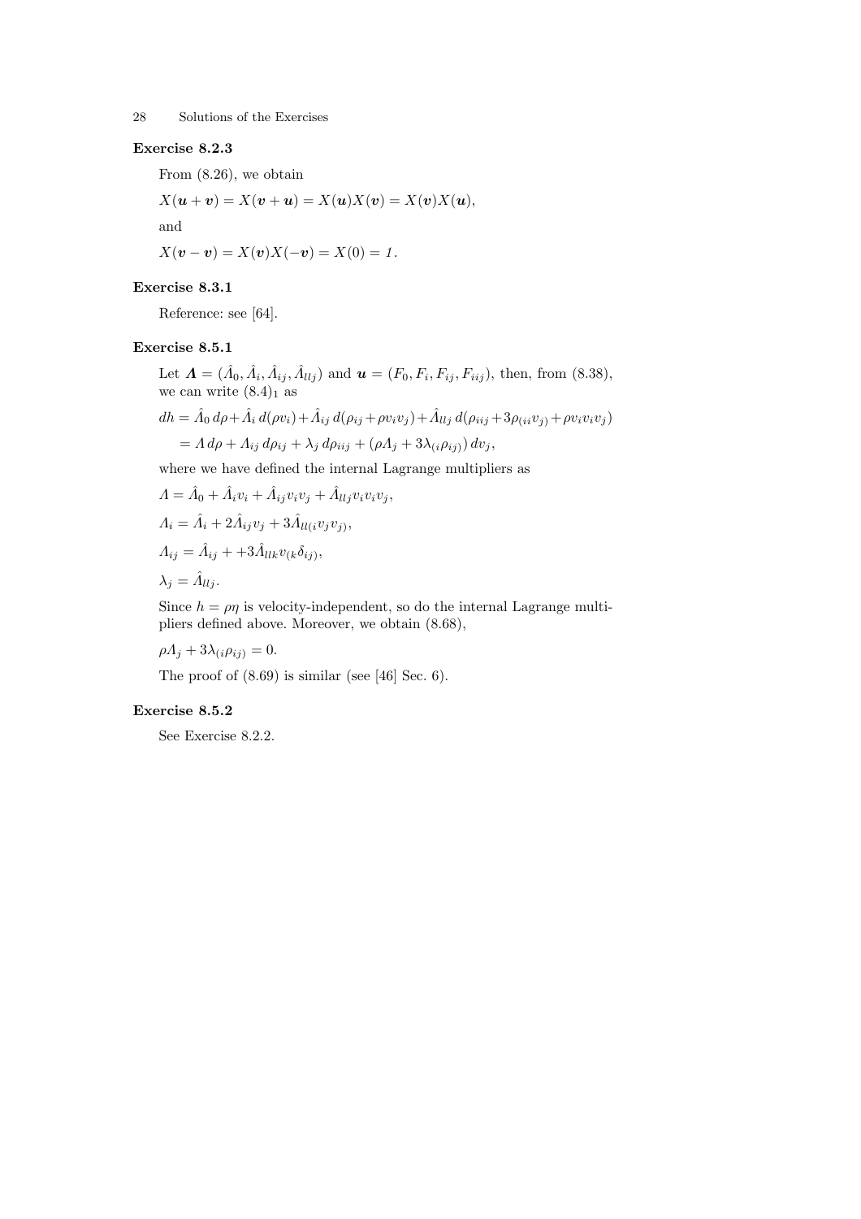### Exercise 8.2.3

From (8.26), we obtain

$$X(\boldsymbol{u}+\boldsymbol{v}) = X(\boldsymbol{v}+\boldsymbol{u}) = X(\boldsymbol{u})X(\boldsymbol{v}) = X(\boldsymbol{v})X(\boldsymbol{u}),$$

and

$$X(\boldsymbol{v}-\boldsymbol{v}) = X(\boldsymbol{v})X(-\boldsymbol{v}) = X(0) = \mathit{1}.$$

### Exercise 8.3.1

Reference: see [64].

### Exercise 8.5.1

Let $\boldsymbol{\Lambda} = (\hat{\Lambda}_0, \hat{\Lambda}_i, \hat{\Lambda}_{ij}, \hat{\Lambda}_{llj})$ and $\boldsymbol{u} = (F_0, F_i, F_{ij}, F_{iij})$, then, from (8.38), we can write $(8.4)_1$ as

$$\begin{aligned}
dh &= \hat{\Lambda}_0\, d\rho + \hat{\Lambda}_i\, d(\rho v_i) + \hat{\Lambda}_{ij}\, d(\rho_{ij} + \rho v_i v_j) + \hat{\Lambda}_{llj}\, d(\rho_{iij} + 3\rho_{(ii} v_{j)} + \rho v_i v_i v_j) \\
&= \Lambda\, d\rho + \Lambda_{ij}\, d\rho_{ij} + \lambda_j\, d\rho_{iij} + (\rho \Lambda_j + 3\lambda_{(i}\rho_{ij)})\, dv_j,
\end{aligned}$$

where we have defined the internal Lagrange multipliers as

$$\begin{aligned}
\Lambda &= \hat{\Lambda}_0 + \hat{\Lambda}_i v_i + \hat{\Lambda}_{ij} v_i v_j + \hat{\Lambda}_{llj} v_i v_i v_j, \\
\Lambda_i &= \hat{\Lambda}_i + 2\hat{\Lambda}_{ij} v_j + 3\hat{\Lambda}_{ll(i} v_j v_{j)}, \\
\Lambda_{ij} &= \hat{\Lambda}_{ij} + +3\hat{\Lambda}_{llk} v_{(k}\delta_{ij)}, \\
\lambda_j &= \hat{\Lambda}_{llj}.
\end{aligned}$$

Since $h = \rho\eta$ is velocity-independent, so do the internal Lagrange multipliers defined above. Moreover, we obtain (8.68),

$$\rho \Lambda_j + 3\lambda_{(i}\rho_{ij)} = 0.$$

The proof of (8.69) is similar (see [46] Sec. 6).

### Exercise 8.5.2

See Exercise 8.2.2.